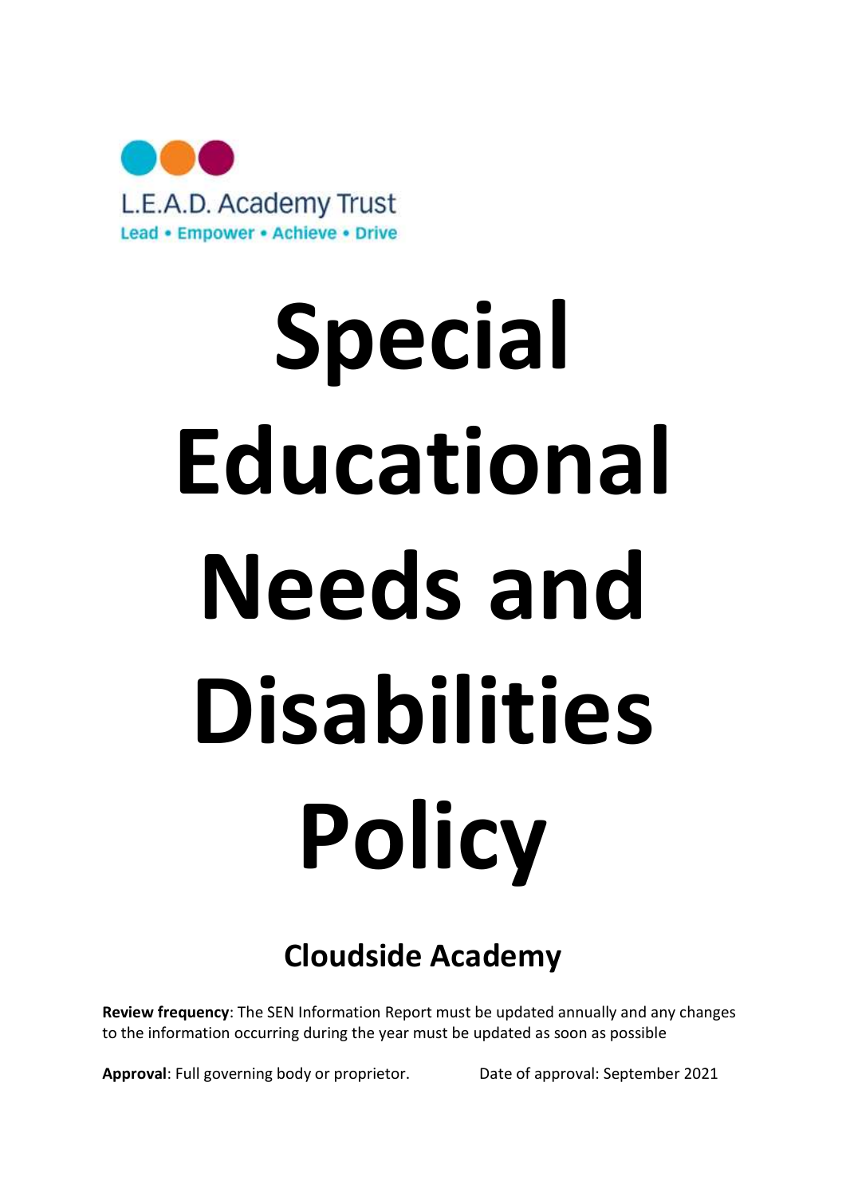L.E.A.D. Academy Trust

Lead • Empower • Achieve • Drive

# Special Educational Needs and Disabilities Policy

## Cloudside Academy

**Review frequency**: The SEN Information Report must be updated annually and any changes to the information occurring during the year must be updated as soon as possible

**Approval**: Full governing body or proprietor. Date of approval: September 2021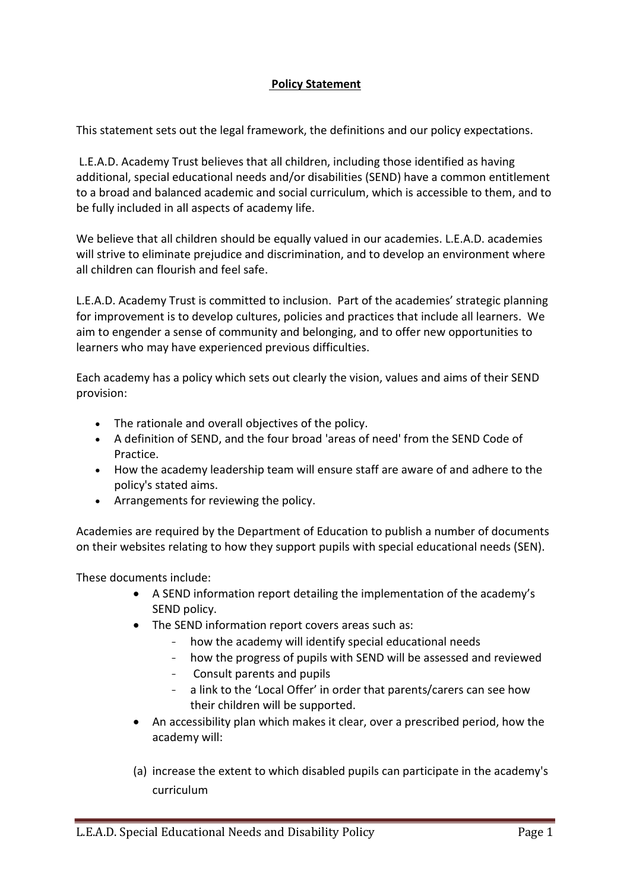## Policy Statement

This statement sets out the legal framework, the definitions and our policy expectations.

L.E.A.D. Academy Trust believes that all children, including those identified as having additional, special educational needs and/or disabilities (SEND) have a common entitlement to a broad and balanced academic and social curriculum, which is accessible to them, and to be fully included in all aspects of academy life.

We believe that all children should be equally valued in our academies. L.E.A.D. academies will strive to eliminate prejudice and discrimination, and to develop an environment where all children can flourish and feel safe.

L.E.A.D. Academy Trust is committed to inclusion. Part of the academies' strategic planning for improvement is to develop cultures, policies and practices that include all learners. We aim to engender a sense of community and belonging, and to offer new opportunities to learners who may have experienced previous difficulties.

Each academy has a policy which sets out clearly the vision, values and aims of their SEND provision:

- The rationale and overall objectives of the policy.
- A definition of SEND, and the four broad 'areas of need' from the SEND Code of Practice.
- How the academy leadership team will ensure staff are aware of and adhere to the policy's stated aims.
- Arrangements for reviewing the policy.

Academies are required by the Department of Education to publish a number of documents on their websites relating to how they support pupils with special educational needs (SEN).

These documents include:

- A SEND information report detailing the implementation of the academy's SEND policy.
- The SEND information report covers areas such as:
  - how the academy will identify special educational needs
  - how the progress of pupils with SEND will be assessed and reviewed
  - Consult parents and pupils
  - a link to the 'Local Offer' in order that parents/carers can see how their children will be supported.
- An accessibility plan which makes it clear, over a prescribed period, how the academy will:

(a) increase the extent to which disabled pupils can participate in the academy's curriculum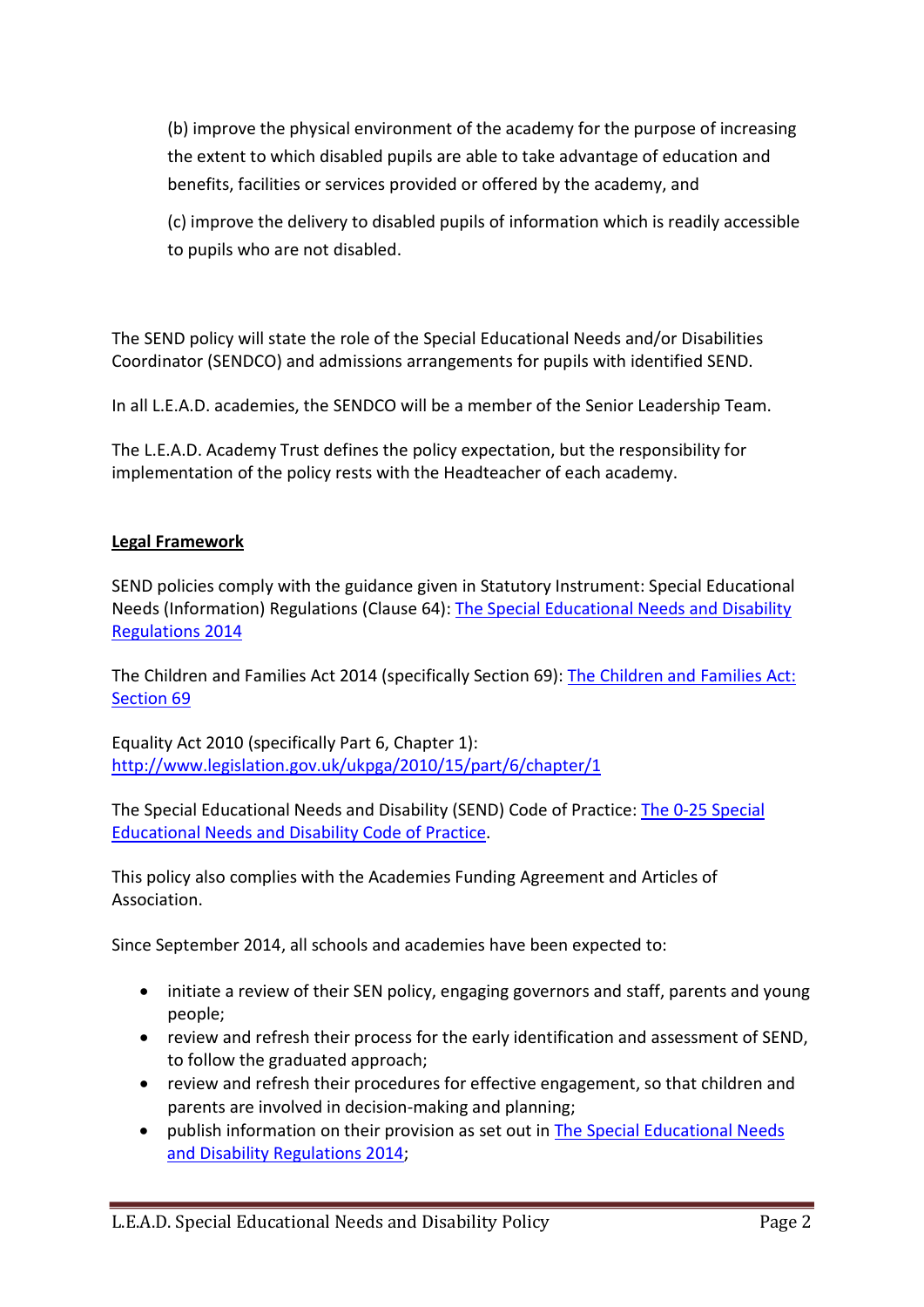(b) improve the physical environment of the academy for the purpose of increasing the extent to which disabled pupils are able to take advantage of education and benefits, facilities or services provided or offered by the academy, and

(c) improve the delivery to disabled pupils of information which is readily accessible to pupils who are not disabled.

The SEND policy will state the role of the Special Educational Needs and/or Disabilities Coordinator (SENDCO) and admissions arrangements for pupils with identified SEND.

In all L.E.A.D. academies, the SENDCO will be a member of the Senior Leadership Team.

The L.E.A.D. Academy Trust defines the policy expectation, but the responsibility for implementation of the policy rests with the Headteacher of each academy.

## Legal Framework

SEND policies comply with the guidance given in Statutory Instrument: Special Educational Needs (Information) Regulations (Clause 64): The Special Educational Needs and Disability Regulations 2014

The Children and Families Act 2014 (specifically Section 69): The Children and Families Act: Section 69

Equality Act 2010 (specifically Part 6, Chapter 1): http://www.legislation.gov.uk/ukpga/2010/15/part/6/chapter/1

The Special Educational Needs and Disability (SEND) Code of Practice: The 0-25 Special Educational Needs and Disability Code of Practice.

This policy also complies with the Academies Funding Agreement and Articles of Association.

Since September 2014, all schools and academies have been expected to:

- initiate a review of their SEN policy, engaging governors and staff, parents and young people;
- review and refresh their process for the early identification and assessment of SEND, to follow the graduated approach;
- review and refresh their procedures for effective engagement, so that children and parents are involved in decision-making and planning;
- publish information on their provision as set out in The Special Educational Needs and Disability Regulations 2014;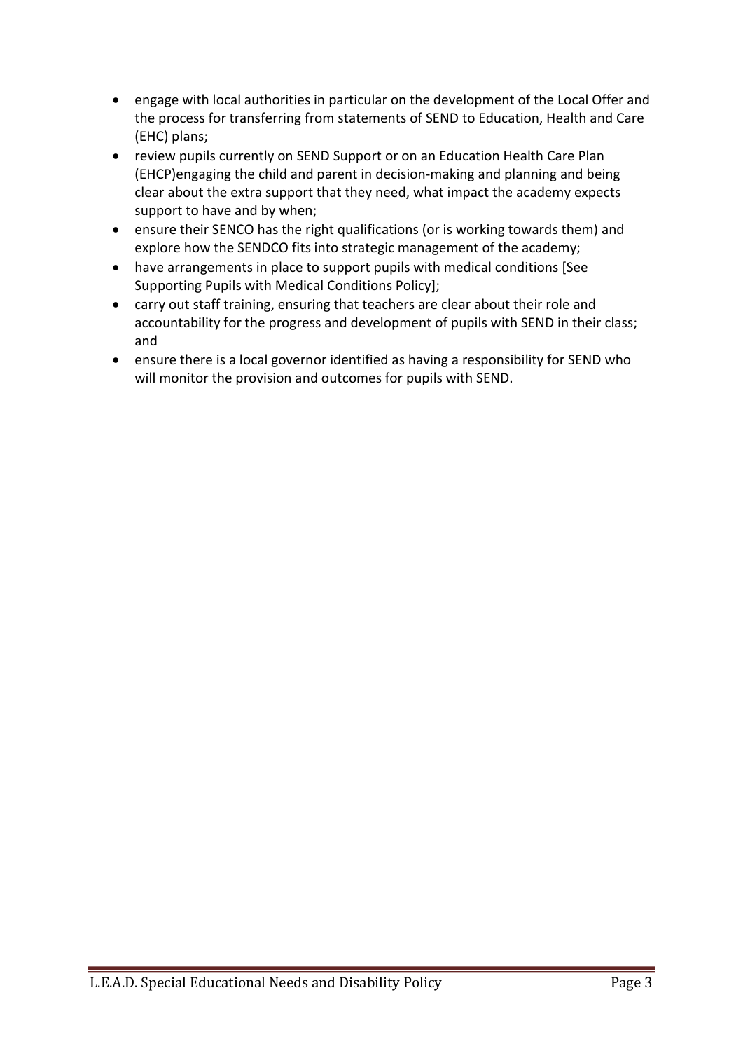- engage with local authorities in particular on the development of the Local Offer and the process for transferring from statements of SEND to Education, Health and Care (EHC) plans;
- review pupils currently on SEND Support or on an Education Health Care Plan (EHCP)engaging the child and parent in decision-making and planning and being clear about the extra support that they need, what impact the academy expects support to have and by when;
- ensure their SENCO has the right qualifications (or is working towards them) and explore how the SENDCO fits into strategic management of the academy;
- have arrangements in place to support pupils with medical conditions [See Supporting Pupils with Medical Conditions Policy];
- carry out staff training, ensuring that teachers are clear about their role and accountability for the progress and development of pupils with SEND in their class; and
- ensure there is a local governor identified as having a responsibility for SEND who will monitor the provision and outcomes for pupils with SEND.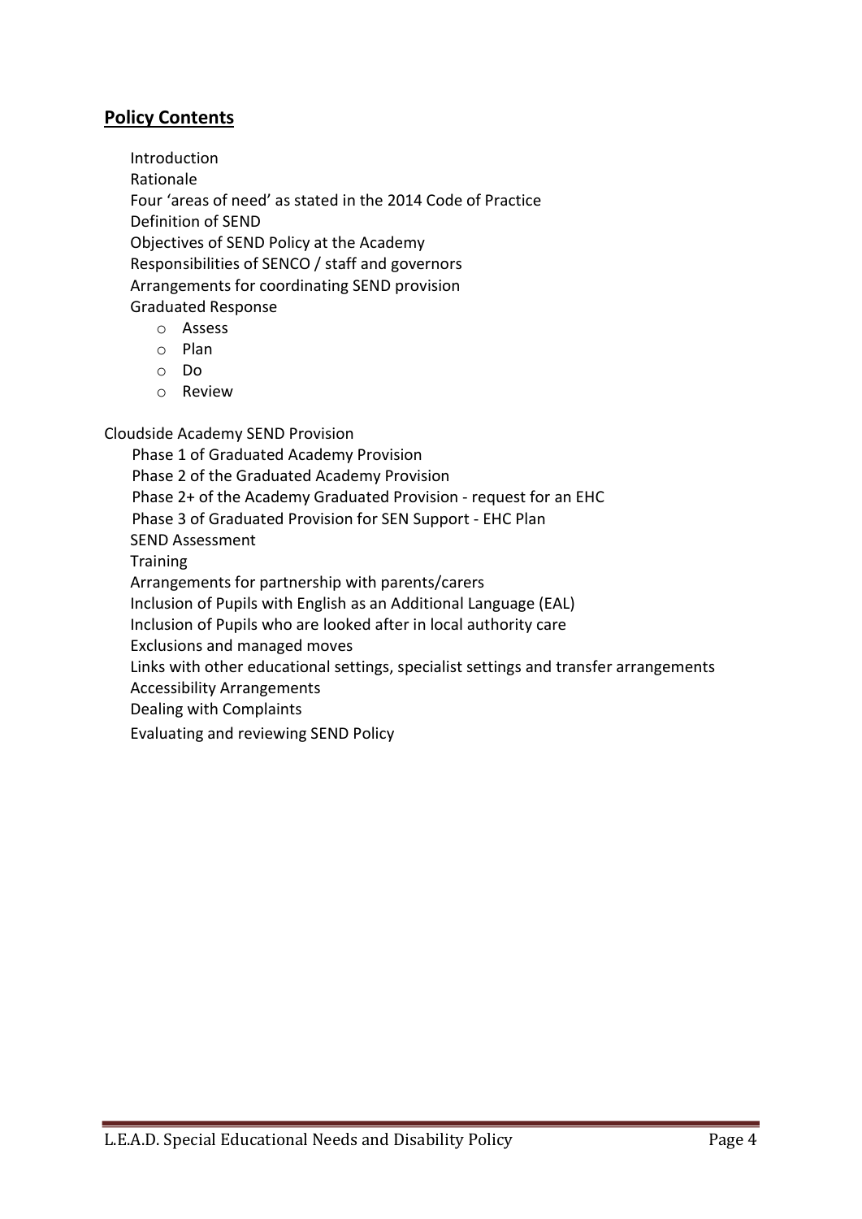## Policy Contents

- Introduction
- Rationale
- Four 'areas of need' as stated in the 2014 Code of Practice
- Definition of SEND
- Objectives of SEND Policy at the Academy
- Responsibilities of SENCO / staff and governors
- Arrangements for coordinating SEND provision
- Graduated Response
    - Assess
    - Plan
    - Do
    - Review

Cloudside Academy SEND Provision

- Phase 1 of Graduated Academy Provision
- Phase 2 of the Graduated Academy Provision
- Phase 2+ of the Academy Graduated Provision - request for an EHC
- Phase 3 of Graduated Provision for SEN Support - EHC Plan
- SEND Assessment
- Training
- Arrangements for partnership with parents/carers
- Inclusion of Pupils with English as an Additional Language (EAL)
- Inclusion of Pupils who are looked after in local authority care
- Exclusions and managed moves
- Links with other educational settings, specialist settings and transfer arrangements
- Accessibility Arrangements
- Dealing with Complaints
- Evaluating and reviewing SEND Policy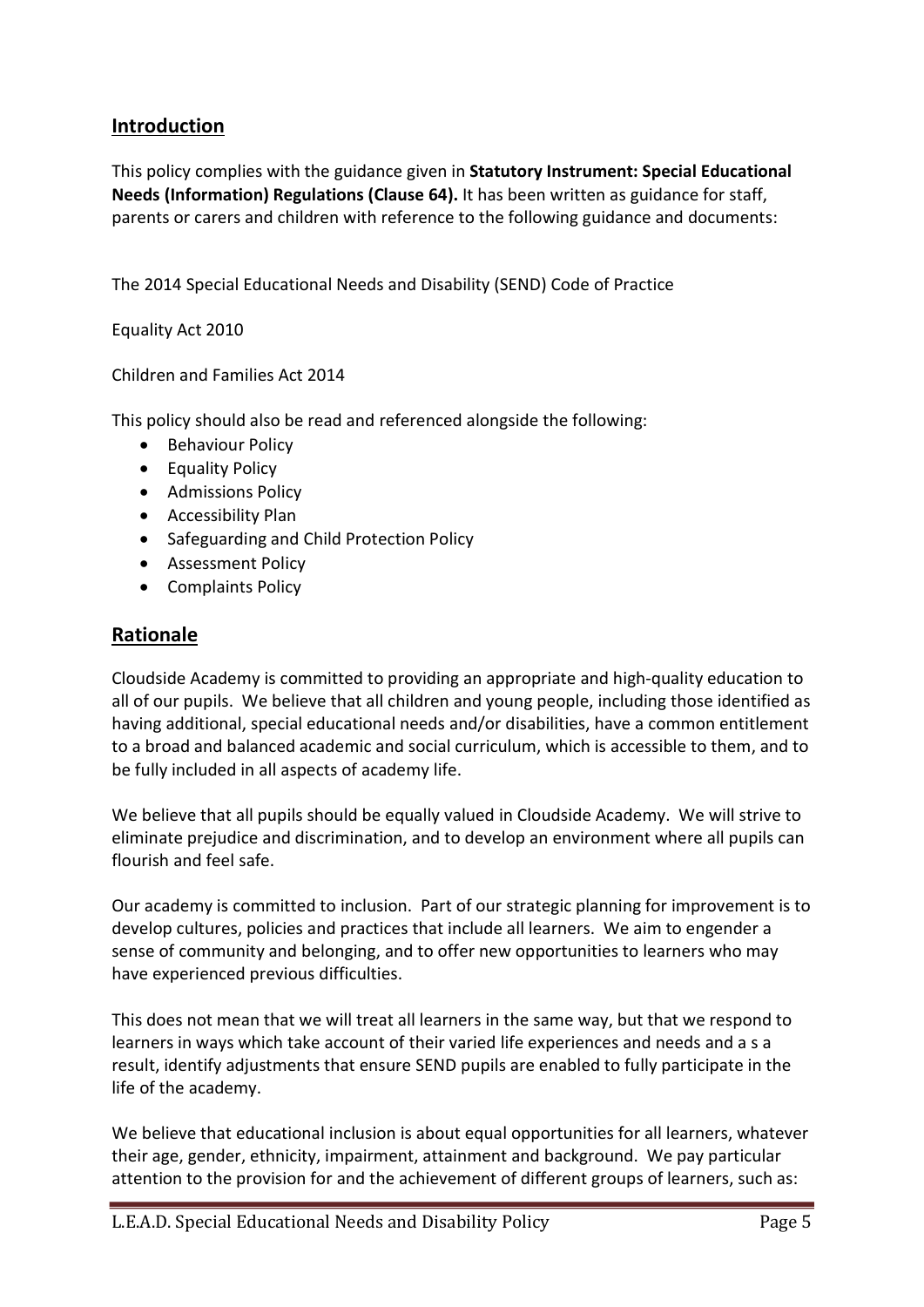## Introduction

This policy complies with the guidance given in **Statutory Instrument: Special Educational Needs (Information) Regulations (Clause 64).** It has been written as guidance for staff, parents or carers and children with reference to the following guidance and documents:

The 2014 Special Educational Needs and Disability (SEND) Code of Practice

Equality Act 2010

Children and Families Act 2014

This policy should also be read and referenced alongside the following:

- Behaviour Policy
- Equality Policy
- Admissions Policy
- Accessibility Plan
- Safeguarding and Child Protection Policy
- Assessment Policy
- Complaints Policy

## Rationale

Cloudside Academy is committed to providing an appropriate and high-quality education to all of our pupils. We believe that all children and young people, including those identified as having additional, special educational needs and/or disabilities, have a common entitlement to a broad and balanced academic and social curriculum, which is accessible to them, and to be fully included in all aspects of academy life.

We believe that all pupils should be equally valued in Cloudside Academy. We will strive to eliminate prejudice and discrimination, and to develop an environment where all pupils can flourish and feel safe.

Our academy is committed to inclusion. Part of our strategic planning for improvement is to develop cultures, policies and practices that include all learners. We aim to engender a sense of community and belonging, and to offer new opportunities to learners who may have experienced previous difficulties.

This does not mean that we will treat all learners in the same way, but that we respond to learners in ways which take account of their varied life experiences and needs and a s a result, identify adjustments that ensure SEND pupils are enabled to fully participate in the life of the academy.

We believe that educational inclusion is about equal opportunities for all learners, whatever their age, gender, ethnicity, impairment, attainment and background. We pay particular attention to the provision for and the achievement of different groups of learners, such as: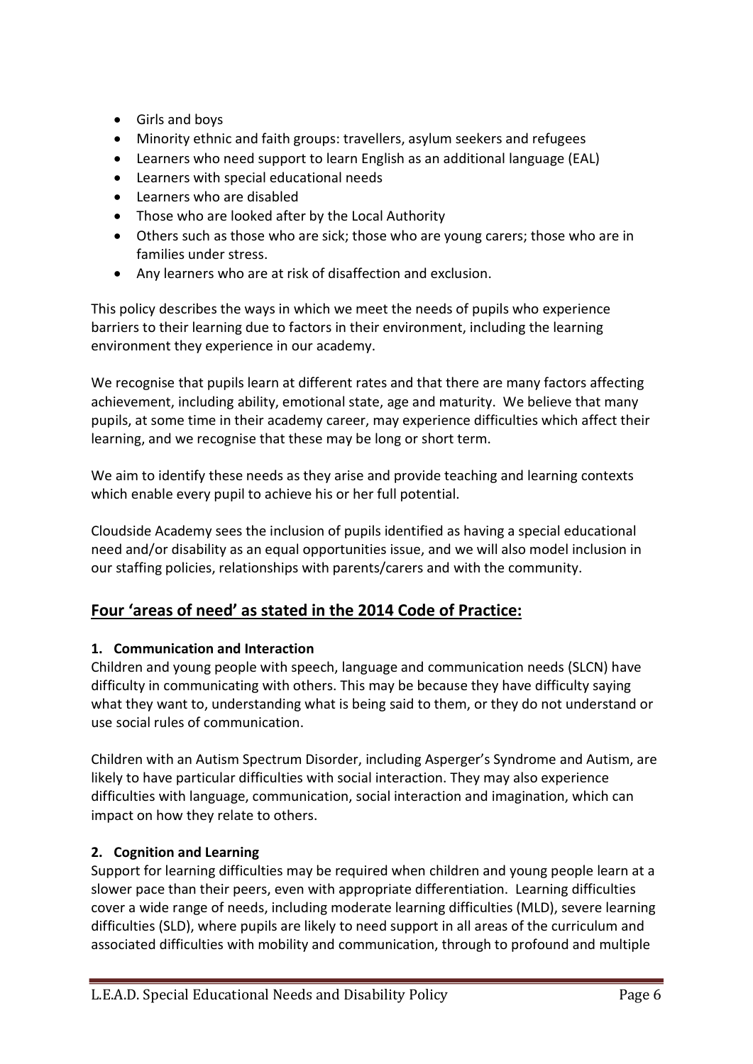- Girls and boys
- Minority ethnic and faith groups: travellers, asylum seekers and refugees
- Learners who need support to learn English as an additional language (EAL)
- Learners with special educational needs
- Learners who are disabled
- Those who are looked after by the Local Authority
- Others such as those who are sick; those who are young carers; those who are in families under stress.
- Any learners who are at risk of disaffection and exclusion.

This policy describes the ways in which we meet the needs of pupils who experience barriers to their learning due to factors in their environment, including the learning environment they experience in our academy.

We recognise that pupils learn at different rates and that there are many factors affecting achievement, including ability, emotional state, age and maturity. We believe that many pupils, at some time in their academy career, may experience difficulties which affect their learning, and we recognise that these may be long or short term.

We aim to identify these needs as they arise and provide teaching and learning contexts which enable every pupil to achieve his or her full potential.

Cloudside Academy sees the inclusion of pupils identified as having a special educational need and/or disability as an equal opportunities issue, and we will also model inclusion in our staffing policies, relationships with parents/carers and with the community.

## Four 'areas of need' as stated in the 2014 Code of Practice:

**1. Communication and Interaction**

Children and young people with speech, language and communication needs (SLCN) have difficulty in communicating with others. This may be because they have difficulty saying what they want to, understanding what is being said to them, or they do not understand or use social rules of communication.

Children with an Autism Spectrum Disorder, including Asperger's Syndrome and Autism, are likely to have particular difficulties with social interaction. They may also experience difficulties with language, communication, social interaction and imagination, which can impact on how they relate to others.

**2. Cognition and Learning**

Support for learning difficulties may be required when children and young people learn at a slower pace than their peers, even with appropriate differentiation. Learning difficulties cover a wide range of needs, including moderate learning difficulties (MLD), severe learning difficulties (SLD), where pupils are likely to need support in all areas of the curriculum and associated difficulties with mobility and communication, through to profound and multiple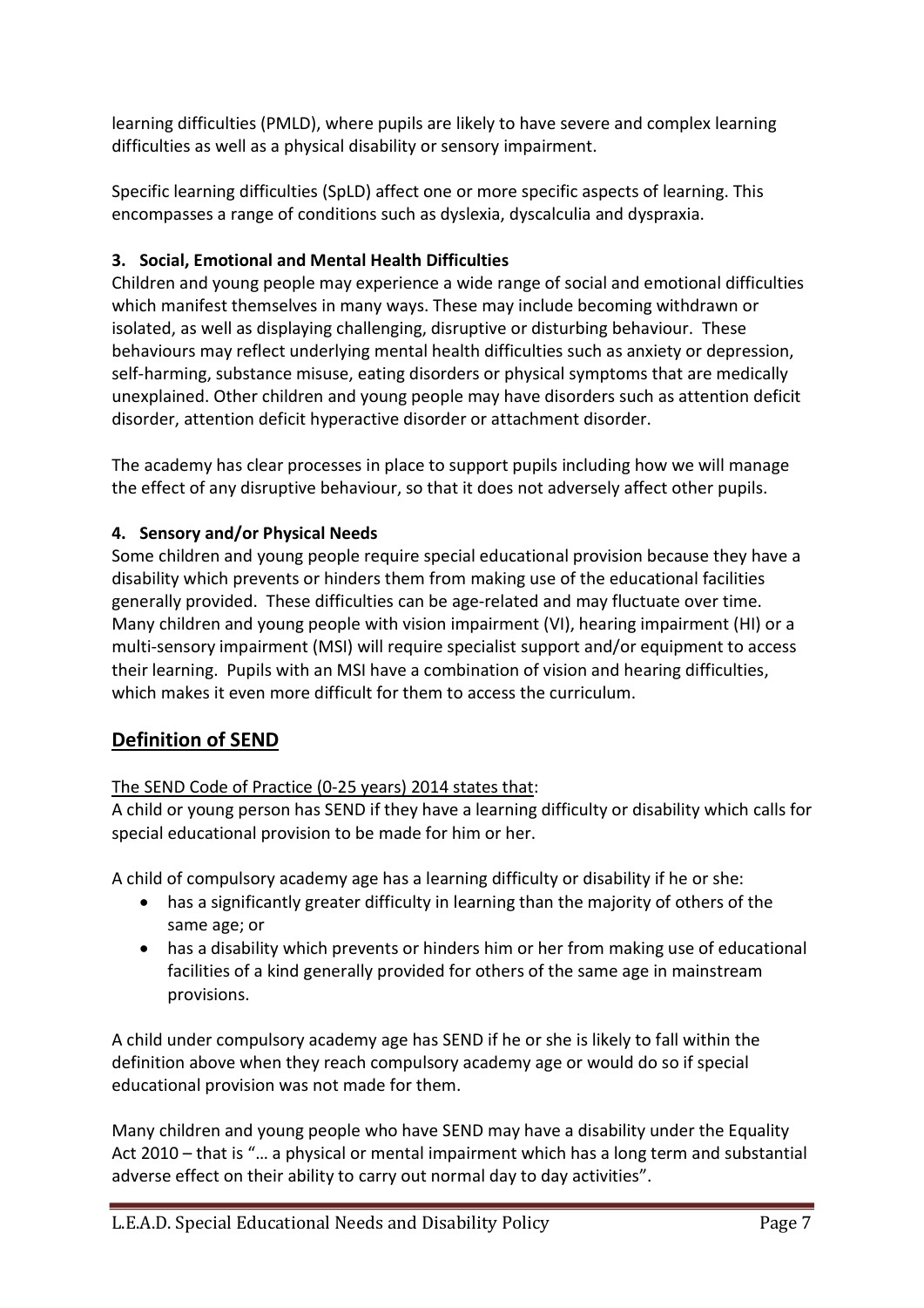learning difficulties (PMLD), where pupils are likely to have severe and complex learning difficulties as well as a physical disability or sensory impairment.

Specific learning difficulties (SpLD) affect one or more specific aspects of learning. This encompasses a range of conditions such as dyslexia, dyscalculia and dyspraxia.

**3. Social, Emotional and Mental Health Difficulties**

Children and young people may experience a wide range of social and emotional difficulties which manifest themselves in many ways. These may include becoming withdrawn or isolated, as well as displaying challenging, disruptive or disturbing behaviour. These behaviours may reflect underlying mental health difficulties such as anxiety or depression, self-harming, substance misuse, eating disorders or physical symptoms that are medically unexplained. Other children and young people may have disorders such as attention deficit disorder, attention deficit hyperactive disorder or attachment disorder.

The academy has clear processes in place to support pupils including how we will manage the effect of any disruptive behaviour, so that it does not adversely affect other pupils.

**4. Sensory and/or Physical Needs**

Some children and young people require special educational provision because they have a disability which prevents or hinders them from making use of the educational facilities generally provided. These difficulties can be age-related and may fluctuate over time. Many children and young people with vision impairment (VI), hearing impairment (HI) or a multi-sensory impairment (MSI) will require specialist support and/or equipment to access their learning. Pupils with an MSI have a combination of vision and hearing difficulties, which makes it even more difficult for them to access the curriculum.

## Definition of SEND

The SEND Code of Practice (0-25 years) 2014 states that:

A child or young person has SEND if they have a learning difficulty or disability which calls for special educational provision to be made for him or her.

A child of compulsory academy age has a learning difficulty or disability if he or she:

- has a significantly greater difficulty in learning than the majority of others of the same age; or
- has a disability which prevents or hinders him or her from making use of educational facilities of a kind generally provided for others of the same age in mainstream provisions.

A child under compulsory academy age has SEND if he or she is likely to fall within the definition above when they reach compulsory academy age or would do so if special educational provision was not made for them.

Many children and young people who have SEND may have a disability under the Equality Act 2010 – that is "… a physical or mental impairment which has a long term and substantial adverse effect on their ability to carry out normal day to day activities".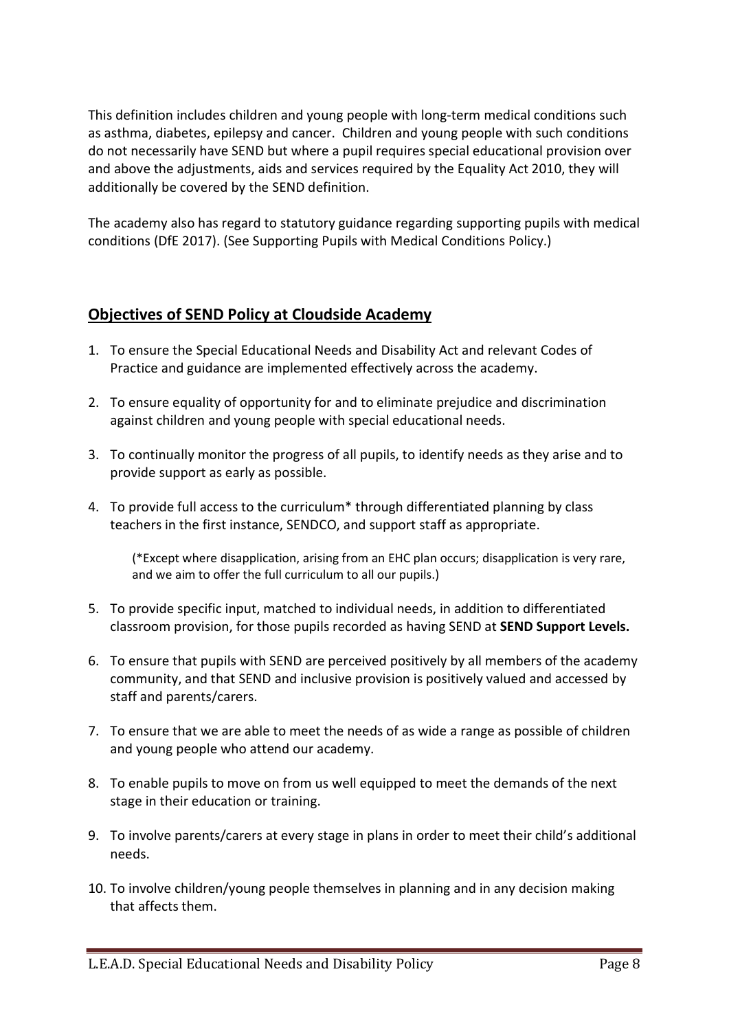This definition includes children and young people with long-term medical conditions such as asthma, diabetes, epilepsy and cancer. Children and young people with such conditions do not necessarily have SEND but where a pupil requires special educational provision over and above the adjustments, aids and services required by the Equality Act 2010, they will additionally be covered by the SEND definition.

The academy also has regard to statutory guidance regarding supporting pupils with medical conditions (DfE 2017). (See Supporting Pupils with Medical Conditions Policy.)

## **Objectives of SEND Policy at Cloudside Academy**

1. To ensure the Special Educational Needs and Disability Act and relevant Codes of Practice and guidance are implemented effectively across the academy.

2. To ensure equality of opportunity for and to eliminate prejudice and discrimination against children and young people with special educational needs.

3. To continually monitor the progress of all pupils, to identify needs as they arise and to provide support as early as possible.

4. To provide full access to the curriculum* through differentiated planning by class teachers in the first instance, SENDCO, and support staff as appropriate.

   (*Except where disapplication, arising from an EHC plan occurs; disapplication is very rare, and we aim to offer the full curriculum to all our pupils.)

5. To provide specific input, matched to individual needs, in addition to differentiated classroom provision, for those pupils recorded as having SEND at **SEND Support Levels.**

6. To ensure that pupils with SEND are perceived positively by all members of the academy community, and that SEND and inclusive provision is positively valued and accessed by staff and parents/carers.

7. To ensure that we are able to meet the needs of as wide a range as possible of children and young people who attend our academy.

8. To enable pupils to move on from us well equipped to meet the demands of the next stage in their education or training.

9. To involve parents/carers at every stage in plans in order to meet their child's additional needs.

10. To involve children/young people themselves in planning and in any decision making that affects them.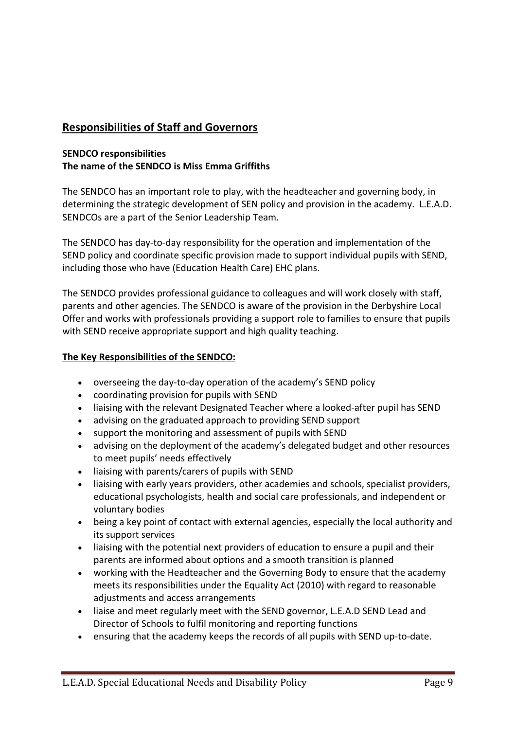## Responsibilities of Staff and Governors

**SENDCO responsibilities**
**The name of the SENDCO is Miss Emma Griffiths**

The SENDCO has an important role to play, with the headteacher and governing body, in determining the strategic development of SEN policy and provision in the academy. L.E.A.D. SENDCOs are a part of the Senior Leadership Team.

The SENDCO has day-to-day responsibility for the operation and implementation of the SEND policy and coordinate specific provision made to support individual pupils with SEND, including those who have (Education Health Care) EHC plans.

The SENDCO provides professional guidance to colleagues and will work closely with staff, parents and other agencies. The SENDCO is aware of the provision in the Derbyshire Local Offer and works with professionals providing a support role to families to ensure that pupils with SEND receive appropriate support and high quality teaching.

**The Key Responsibilities of the SENDCO:**

- overseeing the day-to-day operation of the academy's SEND policy
- coordinating provision for pupils with SEND
- liaising with the relevant Designated Teacher where a looked-after pupil has SEND
- advising on the graduated approach to providing SEND support
- support the monitoring and assessment of pupils with SEND
- advising on the deployment of the academy's delegated budget and other resources to meet pupils' needs effectively
- liaising with parents/carers of pupils with SEND
- liaising with early years providers, other academies and schools, specialist providers, educational psychologists, health and social care professionals, and independent or voluntary bodies
- being a key point of contact with external agencies, especially the local authority and its support services
- liaising with the potential next providers of education to ensure a pupil and their parents are informed about options and a smooth transition is planned
- working with the Headteacher and the Governing Body to ensure that the academy meets its responsibilities under the Equality Act (2010) with regard to reasonable adjustments and access arrangements
- liaise and meet regularly meet with the SEND governor, L.E.A.D SEND Lead and Director of Schools to fulfil monitoring and reporting functions
- ensuring that the academy keeps the records of all pupils with SEND up-to-date.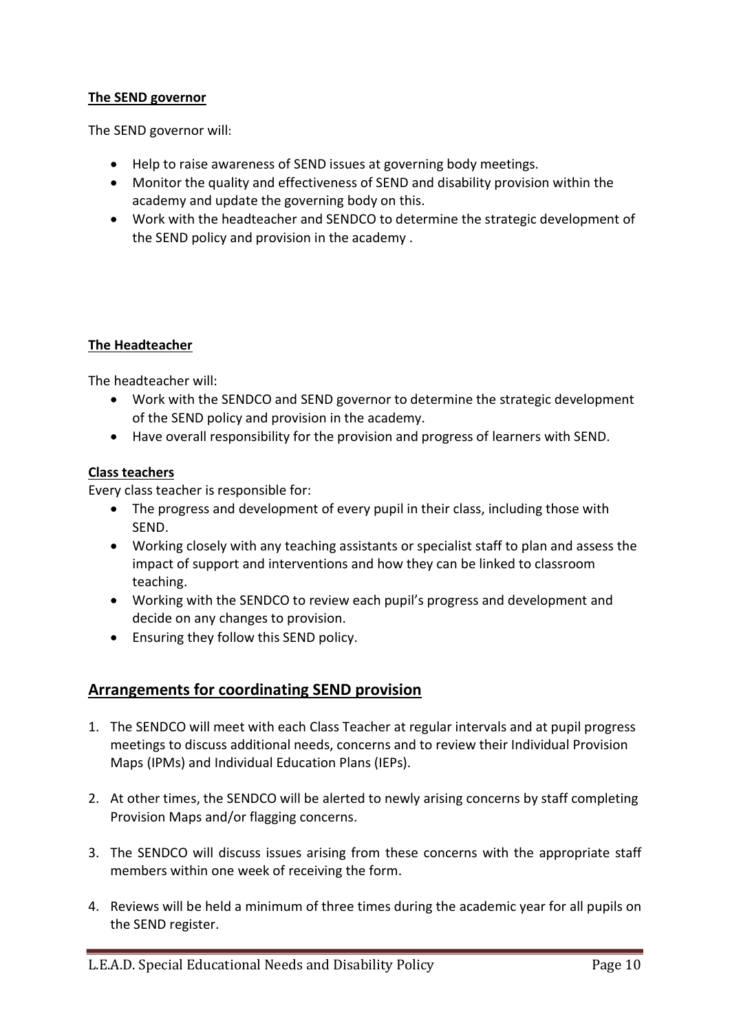**The SEND governor**

The SEND governor will:

- Help to raise awareness of SEND issues at governing body meetings.
- Monitor the quality and effectiveness of SEND and disability provision within the academy and update the governing body on this.
- Work with the headteacher and SENDCO to determine the strategic development of the SEND policy and provision in the academy .

**The Headteacher**

The headteacher will:

- Work with the SENDCO and SEND governor to determine the strategic development of the SEND policy and provision in the academy.
- Have overall responsibility for the provision and progress of learners with SEND.

**Class teachers**

Every class teacher is responsible for:

- The progress and development of every pupil in their class, including those with SEND.
- Working closely with any teaching assistants or specialist staff to plan and assess the impact of support and interventions and how they can be linked to classroom teaching.
- Working with the SENDCO to review each pupil's progress and development and decide on any changes to provision.
- Ensuring they follow this SEND policy.

## Arrangements for coordinating SEND provision

1. The SENDCO will meet with each Class Teacher at regular intervals and at pupil progress meetings to discuss additional needs, concerns and to review their Individual Provision Maps (IPMs) and Individual Education Plans (IEPs).

2. At other times, the SENDCO will be alerted to newly arising concerns by staff completing Provision Maps and/or flagging concerns.

3. The SENDCO will discuss issues arising from these concerns with the appropriate staff members within one week of receiving the form.

4. Reviews will be held a minimum of three times during the academic year for all pupils on the SEND register.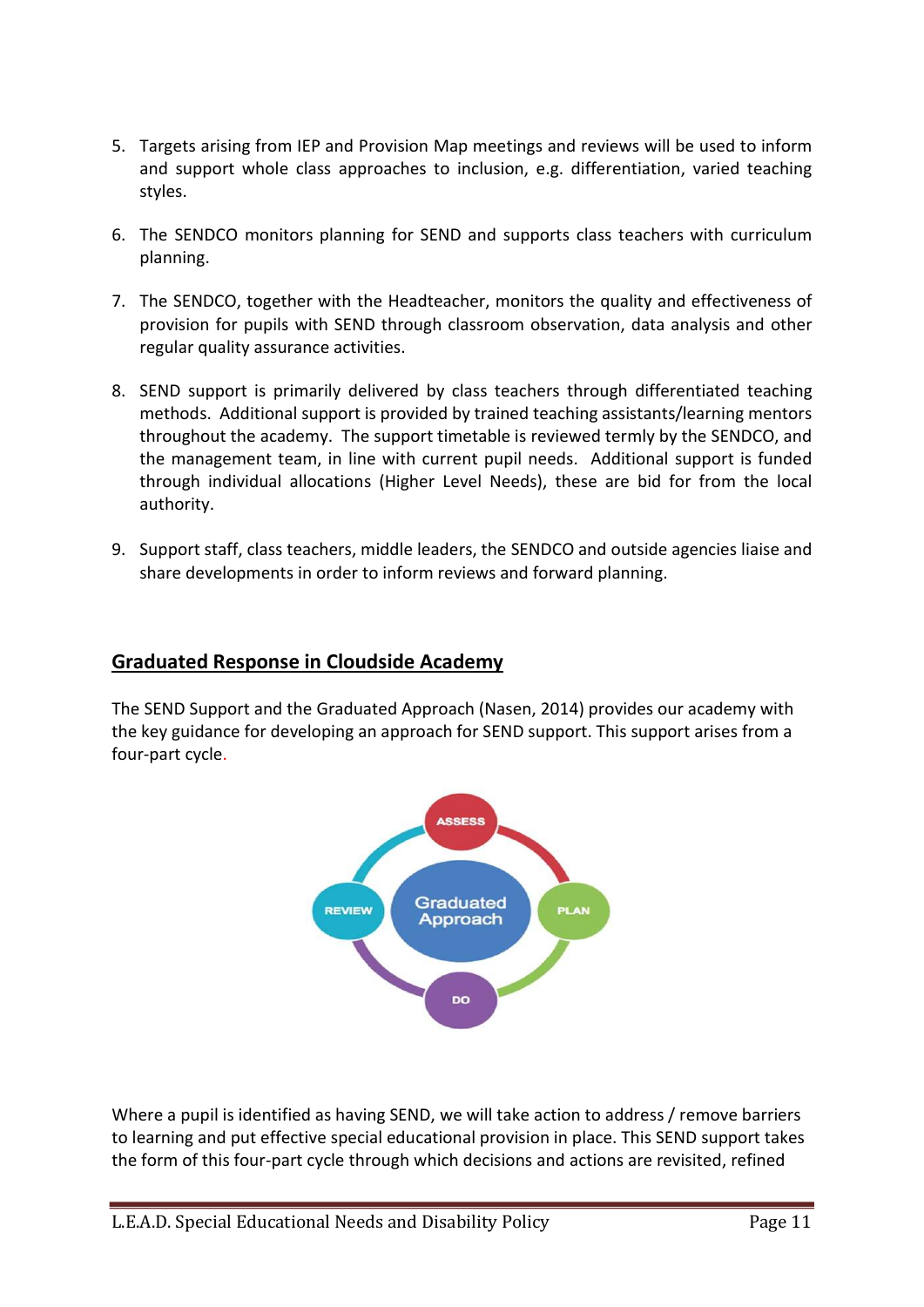5. Targets arising from IEP and Provision Map meetings and reviews will be used to inform and support whole class approaches to inclusion, e.g. differentiation, varied teaching styles.

6. The SENDCO monitors planning for SEND and supports class teachers with curriculum planning.

7. The SENDCO, together with the Headteacher, monitors the quality and effectiveness of provision for pupils with SEND through classroom observation, data analysis and other regular quality assurance activities.

8. SEND support is primarily delivered by class teachers through differentiated teaching methods. Additional support is provided by trained teaching assistants/learning mentors throughout the academy. The support timetable is reviewed termly by the SENDCO, and the management team, in line with current pupil needs. Additional support is funded through individual allocations (Higher Level Needs), these are bid for from the local authority.

9. Support staff, class teachers, middle leaders, the SENDCO and outside agencies liaise and share developments in order to inform reviews and forward planning.

## Graduated Response in Cloudside Academy

The SEND Support and the Graduated Approach (Nasen, 2014) provides our academy with the key guidance for developing an approach for SEND support. This support arises from a four-part cycle.

ASSESS

PLAN

DO

REVIEW

Graduated Approach

Where a pupil is identified as having SEND, we will take action to address / remove barriers to learning and put effective special educational provision in place. This SEND support takes the form of this four-part cycle through which decisions and actions are revisited, refined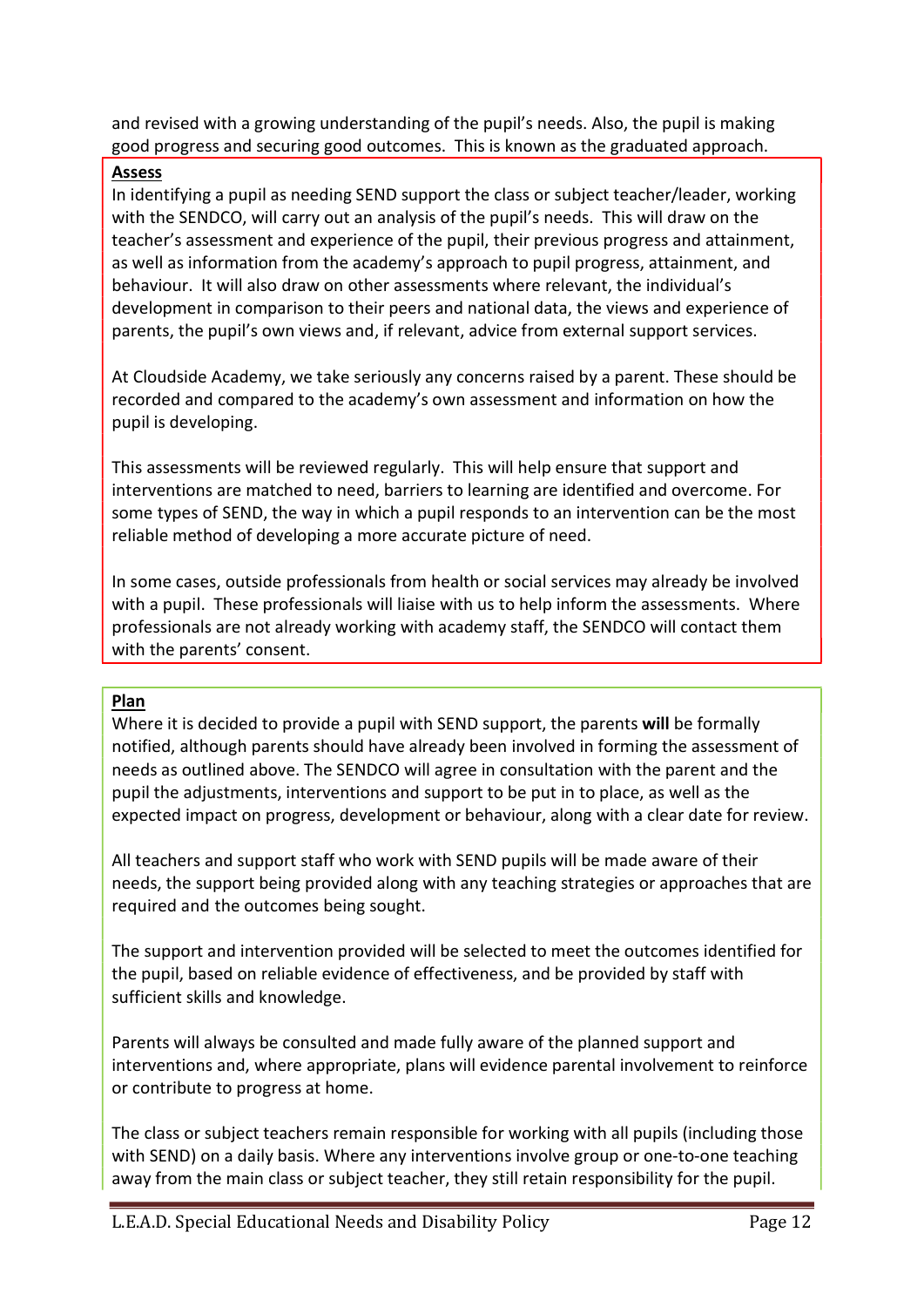and revised with a growing understanding of the pupil's needs. Also, the pupil is making good progress and securing good outcomes. This is known as the graduated approach.

**Assess**

In identifying a pupil as needing SEND support the class or subject teacher/leader, working with the SENDCO, will carry out an analysis of the pupil's needs. This will draw on the teacher's assessment and experience of the pupil, their previous progress and attainment, as well as information from the academy's approach to pupil progress, attainment, and behaviour. It will also draw on other assessments where relevant, the individual's development in comparison to their peers and national data, the views and experience of parents, the pupil's own views and, if relevant, advice from external support services.

At Cloudside Academy, we take seriously any concerns raised by a parent. These should be recorded and compared to the academy's own assessment and information on how the pupil is developing.

This assessments will be reviewed regularly. This will help ensure that support and interventions are matched to need, barriers to learning are identified and overcome. For some types of SEND, the way in which a pupil responds to an intervention can be the most reliable method of developing a more accurate picture of need.

In some cases, outside professionals from health or social services may already be involved with a pupil. These professionals will liaise with us to help inform the assessments. Where professionals are not already working with academy staff, the SENDCO will contact them with the parents' consent.

**Plan**

Where it is decided to provide a pupil with SEND support, the parents **will** be formally notified, although parents should have already been involved in forming the assessment of needs as outlined above. The SENDCO will agree in consultation with the parent and the pupil the adjustments, interventions and support to be put in to place, as well as the expected impact on progress, development or behaviour, along with a clear date for review.

All teachers and support staff who work with SEND pupils will be made aware of their needs, the support being provided along with any teaching strategies or approaches that are required and the outcomes being sought.

The support and intervention provided will be selected to meet the outcomes identified for the pupil, based on reliable evidence of effectiveness, and be provided by staff with sufficient skills and knowledge.

Parents will always be consulted and made fully aware of the planned support and interventions and, where appropriate, plans will evidence parental involvement to reinforce or contribute to progress at home.

The class or subject teachers remain responsible for working with all pupils (including those with SEND) on a daily basis. Where any interventions involve group or one-to-one teaching away from the main class or subject teacher, they still retain responsibility for the pupil.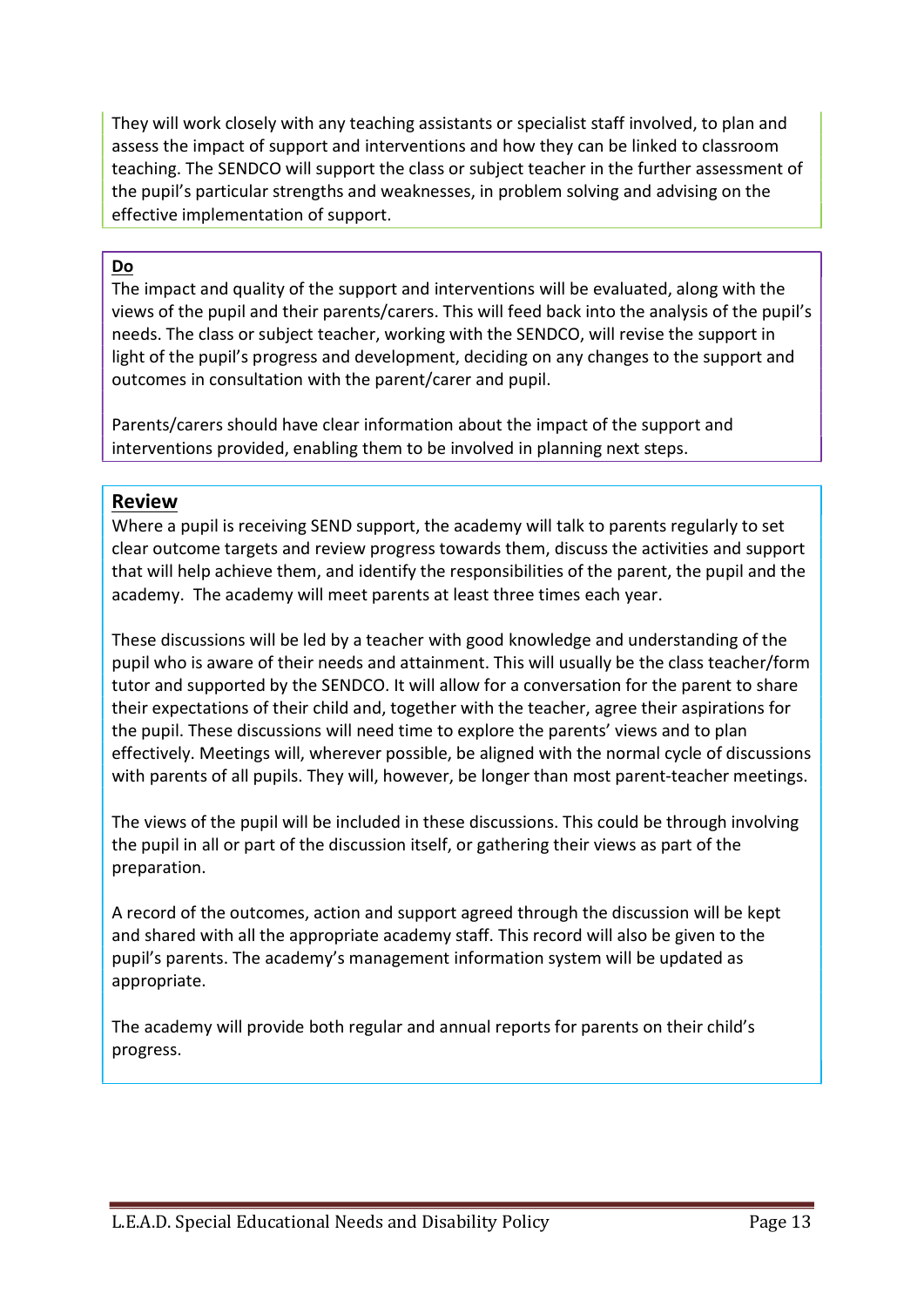They will work closely with any teaching assistants or specialist staff involved, to plan and assess the impact of support and interventions and how they can be linked to classroom teaching. The SENDCO will support the class or subject teacher in the further assessment of the pupil's particular strengths and weaknesses, in problem solving and advising on the effective implementation of support.

**Do**

The impact and quality of the support and interventions will be evaluated, along with the views of the pupil and their parents/carers. This will feed back into the analysis of the pupil's needs. The class or subject teacher, working with the SENDCO, will revise the support in light of the pupil's progress and development, deciding on any changes to the support and outcomes in consultation with the parent/carer and pupil.

Parents/carers should have clear information about the impact of the support and interventions provided, enabling them to be involved in planning next steps.

## Review

Where a pupil is receiving SEND support, the academy will talk to parents regularly to set clear outcome targets and review progress towards them, discuss the activities and support that will help achieve them, and identify the responsibilities of the parent, the pupil and the academy. The academy will meet parents at least three times each year.

These discussions will be led by a teacher with good knowledge and understanding of the pupil who is aware of their needs and attainment. This will usually be the class teacher/form tutor and supported by the SENDCO. It will allow for a conversation for the parent to share their expectations of their child and, together with the teacher, agree their aspirations for the pupil. These discussions will need time to explore the parents' views and to plan effectively. Meetings will, wherever possible, be aligned with the normal cycle of discussions with parents of all pupils. They will, however, be longer than most parent-teacher meetings.

The views of the pupil will be included in these discussions. This could be through involving the pupil in all or part of the discussion itself, or gathering their views as part of the preparation.

A record of the outcomes, action and support agreed through the discussion will be kept and shared with all the appropriate academy staff. This record will also be given to the pupil's parents. The academy's management information system will be updated as appropriate.

The academy will provide both regular and annual reports for parents on their child's progress.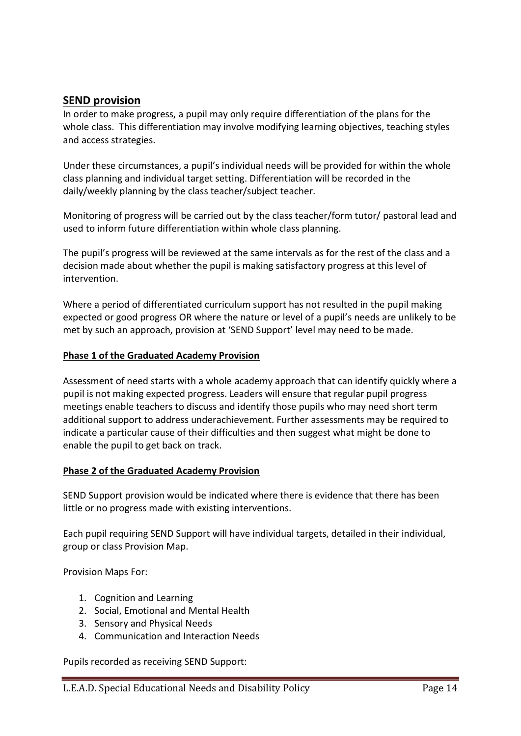## SEND provision

In order to make progress, a pupil may only require differentiation of the plans for the whole class. This differentiation may involve modifying learning objectives, teaching styles and access strategies.

Under these circumstances, a pupil's individual needs will be provided for within the whole class planning and individual target setting. Differentiation will be recorded in the daily/weekly planning by the class teacher/subject teacher.

Monitoring of progress will be carried out by the class teacher/form tutor/ pastoral lead and used to inform future differentiation within whole class planning.

The pupil's progress will be reviewed at the same intervals as for the rest of the class and a decision made about whether the pupil is making satisfactory progress at this level of intervention.

Where a period of differentiated curriculum support has not resulted in the pupil making expected or good progress OR where the nature or level of a pupil's needs are unlikely to be met by such an approach, provision at 'SEND Support' level may need to be made.

### Phase 1 of the Graduated Academy Provision

Assessment of need starts with a whole academy approach that can identify quickly where a pupil is not making expected progress. Leaders will ensure that regular pupil progress meetings enable teachers to discuss and identify those pupils who may need short term additional support to address underachievement. Further assessments may be required to indicate a particular cause of their difficulties and then suggest what might be done to enable the pupil to get back on track.

### Phase 2 of the Graduated Academy Provision

SEND Support provision would be indicated where there is evidence that there has been little or no progress made with existing interventions.

Each pupil requiring SEND Support will have individual targets, detailed in their individual, group or class Provision Map.

Provision Maps For:

1. Cognition and Learning
2. Social, Emotional and Mental Health
3. Sensory and Physical Needs
4. Communication and Interaction Needs

Pupils recorded as receiving SEND Support: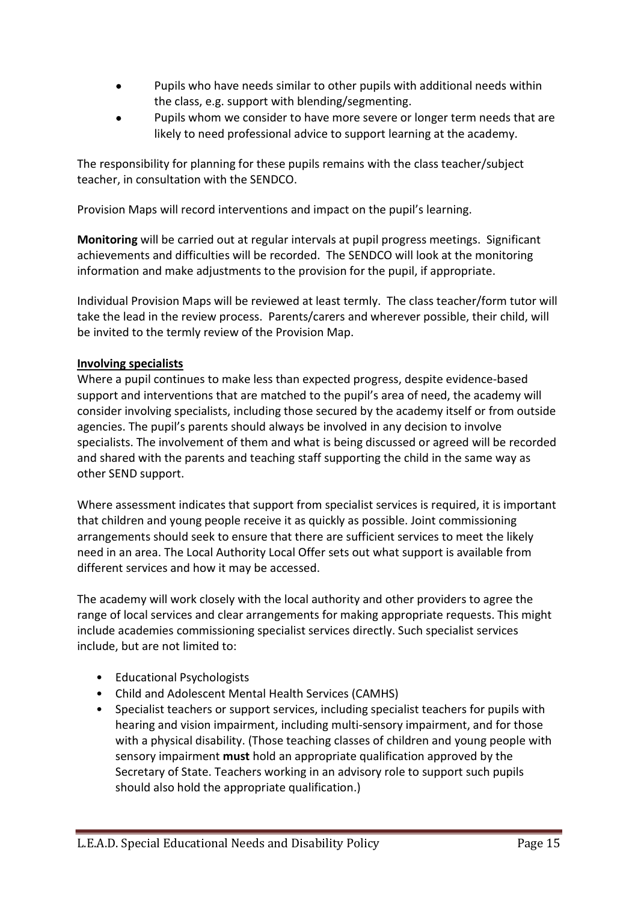- Pupils who have needs similar to other pupils with additional needs within the class, e.g. support with blending/segmenting.
- Pupils whom we consider to have more severe or longer term needs that are likely to need professional advice to support learning at the academy.

The responsibility for planning for these pupils remains with the class teacher/subject teacher, in consultation with the SENDCO.

Provision Maps will record interventions and impact on the pupil's learning.

**Monitoring** will be carried out at regular intervals at pupil progress meetings. Significant achievements and difficulties will be recorded. The SENDCO will look at the monitoring information and make adjustments to the provision for the pupil, if appropriate.

Individual Provision Maps will be reviewed at least termly. The class teacher/form tutor will take the lead in the review process. Parents/carers and wherever possible, their child, will be invited to the termly review of the Provision Map.

**Involving specialists**

Where a pupil continues to make less than expected progress, despite evidence-based support and interventions that are matched to the pupil's area of need, the academy will consider involving specialists, including those secured by the academy itself or from outside agencies. The pupil's parents should always be involved in any decision to involve specialists. The involvement of them and what is being discussed or agreed will be recorded and shared with the parents and teaching staff supporting the child in the same way as other SEND support.

Where assessment indicates that support from specialist services is required, it is important that children and young people receive it as quickly as possible. Joint commissioning arrangements should seek to ensure that there are sufficient services to meet the likely need in an area. The Local Authority Local Offer sets out what support is available from different services and how it may be accessed.

The academy will work closely with the local authority and other providers to agree the range of local services and clear arrangements for making appropriate requests. This might include academies commissioning specialist services directly. Such specialist services include, but are not limited to:

- Educational Psychologists
- Child and Adolescent Mental Health Services (CAMHS)
- Specialist teachers or support services, including specialist teachers for pupils with hearing and vision impairment, including multi-sensory impairment, and for those with a physical disability. (Those teaching classes of children and young people with sensory impairment **must** hold an appropriate qualification approved by the Secretary of State. Teachers working in an advisory role to support such pupils should also hold the appropriate qualification.)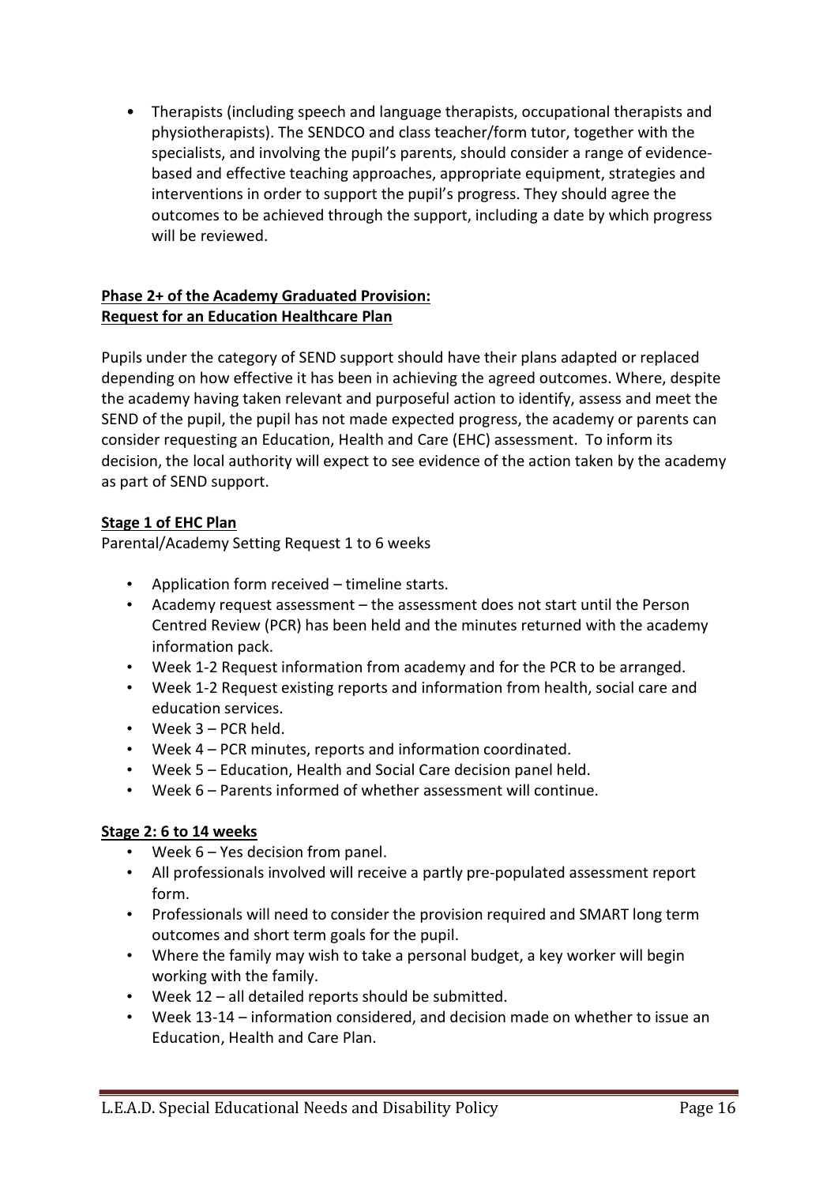- Therapists (including speech and language therapists, occupational therapists and physiotherapists). The SENDCO and class teacher/form tutor, together with the specialists, and involving the pupil's parents, should consider a range of evidence-based and effective teaching approaches, appropriate equipment, strategies and interventions in order to support the pupil's progress. They should agree the outcomes to be achieved through the support, including a date by which progress will be reviewed.

**Phase 2+ of the Academy Graduated Provision:**
**Request for an Education Healthcare Plan**

Pupils under the category of SEND support should have their plans adapted or replaced depending on how effective it has been in achieving the agreed outcomes. Where, despite the academy having taken relevant and purposeful action to identify, assess and meet the SEND of the pupil, the pupil has not made expected progress, the academy or parents can consider requesting an Education, Health and Care (EHC) assessment. To inform its decision, the local authority will expect to see evidence of the action taken by the academy as part of SEND support.

**Stage 1 of EHC Plan**

Parental/Academy Setting Request 1 to 6 weeks

- Application form received – timeline starts.
- Academy request assessment – the assessment does not start until the Person Centred Review (PCR) has been held and the minutes returned with the academy information pack.
- Week 1-2 Request information from academy and for the PCR to be arranged.
- Week 1-2 Request existing reports and information from health, social care and education services.
- Week 3 – PCR held.
- Week 4 – PCR minutes, reports and information coordinated.
- Week 5 – Education, Health and Social Care decision panel held.
- Week 6 – Parents informed of whether assessment will continue.

**Stage 2: 6 to 14 weeks**

- Week 6 – Yes decision from panel.
- All professionals involved will receive a partly pre-populated assessment report form.
- Professionals will need to consider the provision required and SMART long term outcomes and short term goals for the pupil.
- Where the family may wish to take a personal budget, a key worker will begin working with the family.
- Week 12 – all detailed reports should be submitted.
- Week 13-14 – information considered, and decision made on whether to issue an Education, Health and Care Plan.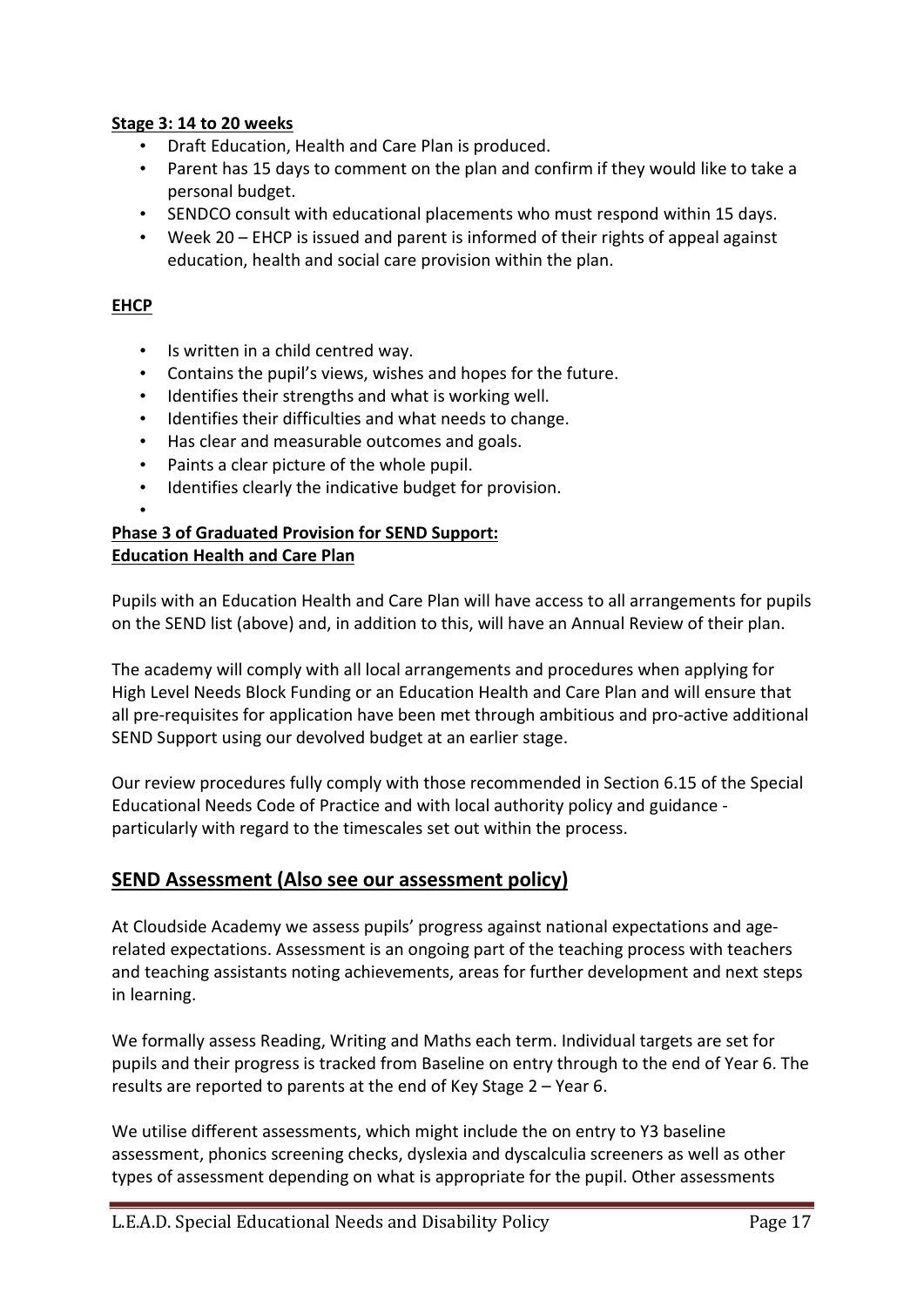**Stage 3: 14 to 20 weeks**

- Draft Education, Health and Care Plan is produced.
- Parent has 15 days to comment on the plan and confirm if they would like to take a personal budget.
- SENDCO consult with educational placements who must respond within 15 days.
- Week 20 – EHCP is issued and parent is informed of their rights of appeal against education, health and social care provision within the plan.

**EHCP**

- Is written in a child centred way.
- Contains the pupil's views, wishes and hopes for the future.
- Identifies their strengths and what is working well.
- Identifies their difficulties and what needs to change.
- Has clear and measurable outcomes and goals.
- Paints a clear picture of the whole pupil.
- Identifies clearly the indicative budget for provision.

**Phase 3 of Graduated Provision for SEND Support:**
**Education Health and Care Plan**

Pupils with an Education Health and Care Plan will have access to all arrangements for pupils on the SEND list (above) and, in addition to this, will have an Annual Review of their plan.

The academy will comply with all local arrangements and procedures when applying for High Level Needs Block Funding or an Education Health and Care Plan and will ensure that all pre-requisites for application have been met through ambitious and pro-active additional SEND Support using our devolved budget at an earlier stage.

Our review procedures fully comply with those recommended in Section 6.15 of the Special Educational Needs Code of Practice and with local authority policy and guidance - particularly with regard to the timescales set out within the process.

## SEND Assessment (Also see our assessment policy)

At Cloudside Academy we assess pupils' progress against national expectations and age-related expectations. Assessment is an ongoing part of the teaching process with teachers and teaching assistants noting achievements, areas for further development and next steps in learning.

We formally assess Reading, Writing and Maths each term. Individual targets are set for pupils and their progress is tracked from Baseline on entry through to the end of Year 6. The results are reported to parents at the end of Key Stage 2 – Year 6.

We utilise different assessments, which might include the on entry to Y3 baseline assessment, phonics screening checks, dyslexia and dyscalculia screeners as well as other types of assessment depending on what is appropriate for the pupil. Other assessments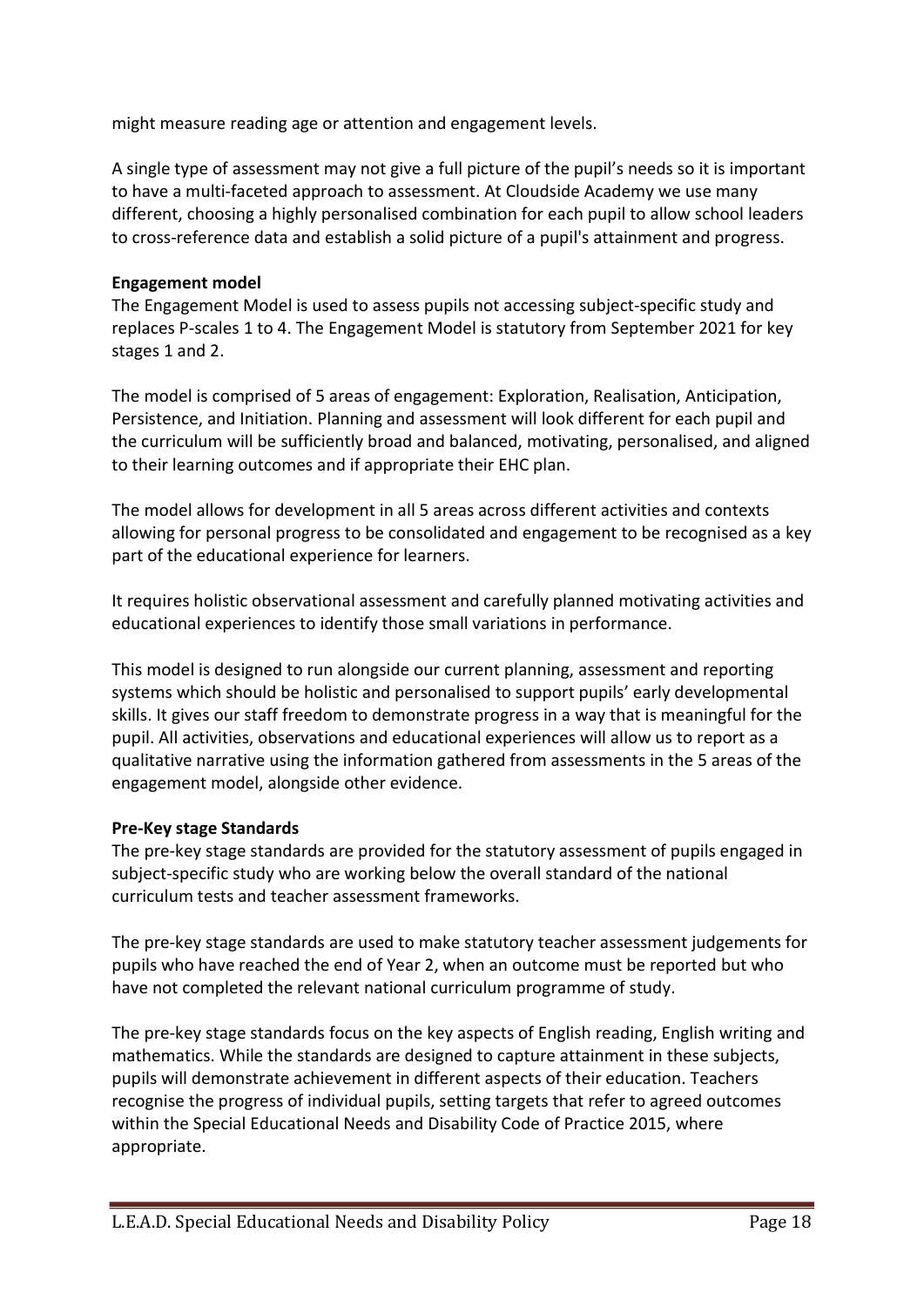might measure reading age or attention and engagement levels.

A single type of assessment may not give a full picture of the pupil's needs so it is important to have a multi-faceted approach to assessment. At Cloudside Academy we use many different, choosing a highly personalised combination for each pupil to allow school leaders to cross-reference data and establish a solid picture of a pupil's attainment and progress.

**Engagement model**

The Engagement Model is used to assess pupils not accessing subject-specific study and replaces P-scales 1 to 4. The Engagement Model is statutory from September 2021 for key stages 1 and 2.

The model is comprised of 5 areas of engagement: Exploration, Realisation, Anticipation, Persistence, and Initiation. Planning and assessment will look different for each pupil and the curriculum will be sufficiently broad and balanced, motivating, personalised, and aligned to their learning outcomes and if appropriate their EHC plan.

The model allows for development in all 5 areas across different activities and contexts allowing for personal progress to be consolidated and engagement to be recognised as a key part of the educational experience for learners.

It requires holistic observational assessment and carefully planned motivating activities and educational experiences to identify those small variations in performance.

This model is designed to run alongside our current planning, assessment and reporting systems which should be holistic and personalised to support pupils' early developmental skills. It gives our staff freedom to demonstrate progress in a way that is meaningful for the pupil. All activities, observations and educational experiences will allow us to report as a qualitative narrative using the information gathered from assessments in the 5 areas of the engagement model, alongside other evidence.

**Pre-Key stage Standards**

The pre-key stage standards are provided for the statutory assessment of pupils engaged in subject-specific study who are working below the overall standard of the national curriculum tests and teacher assessment frameworks.

The pre-key stage standards are used to make statutory teacher assessment judgements for pupils who have reached the end of Year 2, when an outcome must be reported but who have not completed the relevant national curriculum programme of study.

The pre-key stage standards focus on the key aspects of English reading, English writing and mathematics. While the standards are designed to capture attainment in these subjects, pupils will demonstrate achievement in different aspects of their education. Teachers recognise the progress of individual pupils, setting targets that refer to agreed outcomes within the Special Educational Needs and Disability Code of Practice 2015, where appropriate.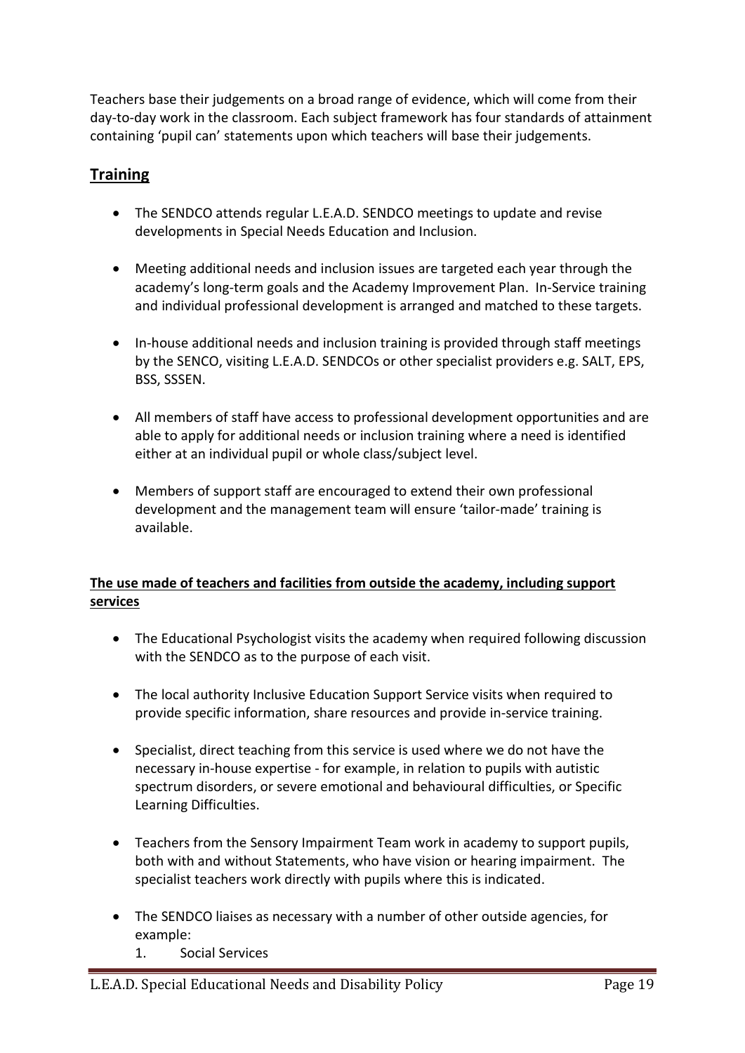Teachers base their judgements on a broad range of evidence, which will come from their day-to-day work in the classroom. Each subject framework has four standards of attainment containing 'pupil can' statements upon which teachers will base their judgements.

## Training

- The SENDCO attends regular L.E.A.D. SENDCO meetings to update and revise developments in Special Needs Education and Inclusion.
- Meeting additional needs and inclusion issues are targeted each year through the academy's long-term goals and the Academy Improvement Plan. In-Service training and individual professional development is arranged and matched to these targets.
- In-house additional needs and inclusion training is provided through staff meetings by the SENCO, visiting L.E.A.D. SENDCOs or other specialist providers e.g. SALT, EPS, BSS, SSSEN.
- All members of staff have access to professional development opportunities and are able to apply for additional needs or inclusion training where a need is identified either at an individual pupil or whole class/subject level.
- Members of support staff are encouraged to extend their own professional development and the management team will ensure 'tailor-made' training is available.

### The use made of teachers and facilities from outside the academy, including support services

- The Educational Psychologist visits the academy when required following discussion with the SENDCO as to the purpose of each visit.
- The local authority Inclusive Education Support Service visits when required to provide specific information, share resources and provide in-service training.
- Specialist, direct teaching from this service is used where we do not have the necessary in-house expertise - for example, in relation to pupils with autistic spectrum disorders, or severe emotional and behavioural difficulties, or Specific Learning Difficulties.
- Teachers from the Sensory Impairment Team work in academy to support pupils, both with and without Statements, who have vision or hearing impairment. The specialist teachers work directly with pupils where this is indicated.
- The SENDCO liaises as necessary with a number of other outside agencies, for example:
  1. Social Services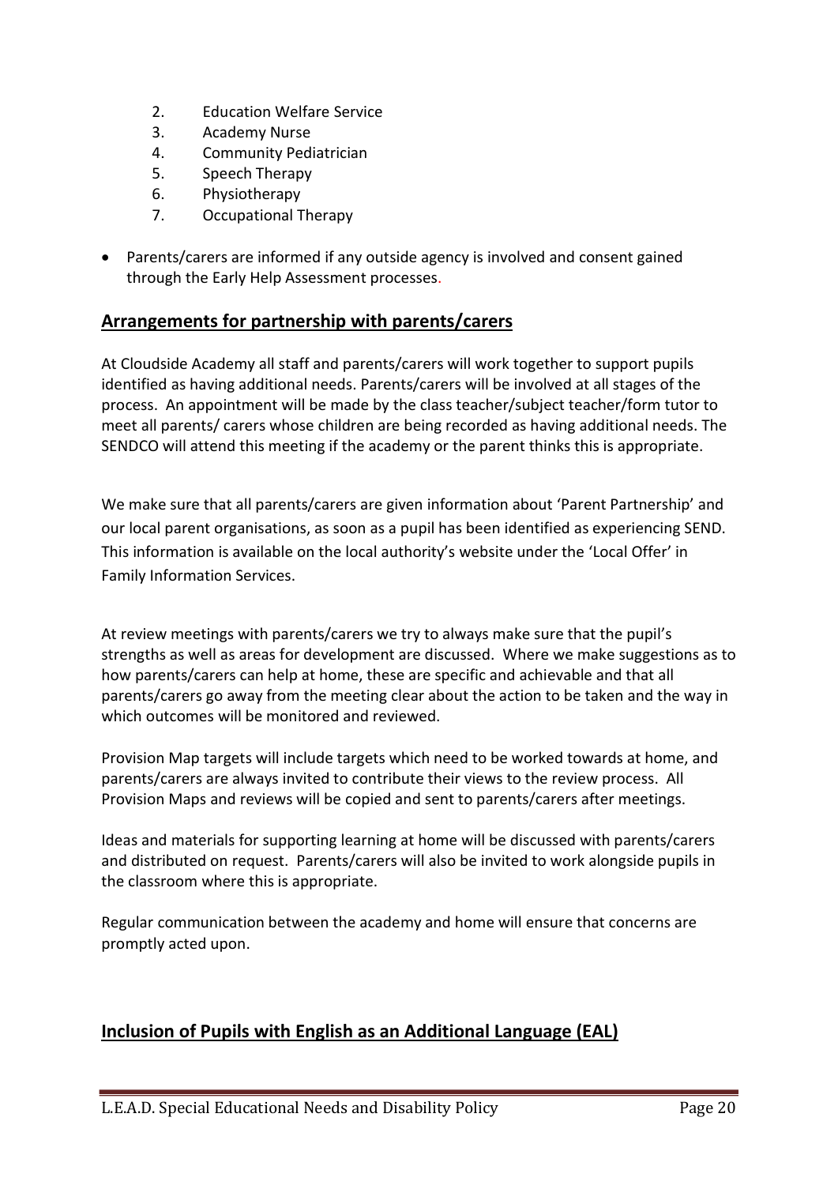2. Education Welfare Service
3. Academy Nurse
4. Community Pediatrician
5. Speech Therapy
6. Physiotherapy
7. Occupational Therapy

- Parents/carers are informed if any outside agency is involved and consent gained through the Early Help Assessment processes.

## Arrangements for partnership with parents/carers

At Cloudside Academy all staff and parents/carers will work together to support pupils identified as having additional needs. Parents/carers will be involved at all stages of the process. An appointment will be made by the class teacher/subject teacher/form tutor to meet all parents/ carers whose children are being recorded as having additional needs. The SENDCO will attend this meeting if the academy or the parent thinks this is appropriate.

We make sure that all parents/carers are given information about 'Parent Partnership' and our local parent organisations, as soon as a pupil has been identified as experiencing SEND. This information is available on the local authority's website under the 'Local Offer' in Family Information Services.

At review meetings with parents/carers we try to always make sure that the pupil's strengths as well as areas for development are discussed. Where we make suggestions as to how parents/carers can help at home, these are specific and achievable and that all parents/carers go away from the meeting clear about the action to be taken and the way in which outcomes will be monitored and reviewed.

Provision Map targets will include targets which need to be worked towards at home, and parents/carers are always invited to contribute their views to the review process. All Provision Maps and reviews will be copied and sent to parents/carers after meetings.

Ideas and materials for supporting learning at home will be discussed with parents/carers and distributed on request. Parents/carers will also be invited to work alongside pupils in the classroom where this is appropriate.

Regular communication between the academy and home will ensure that concerns are promptly acted upon.

## Inclusion of Pupils with English as an Additional Language (EAL)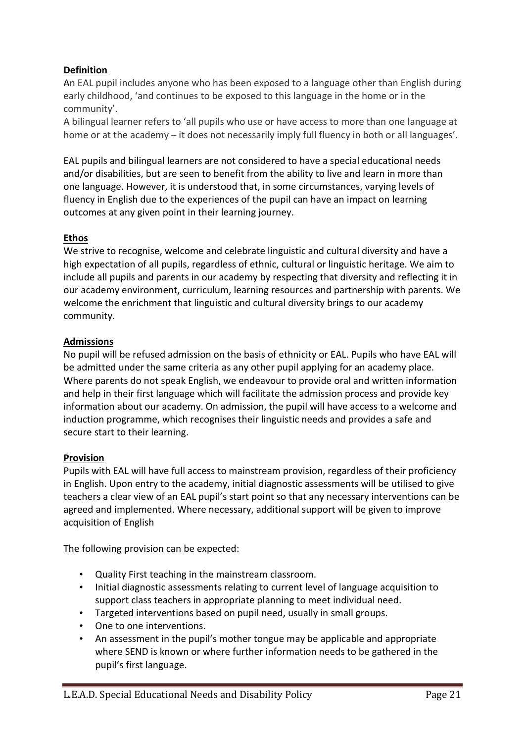**Definition**

An EAL pupil includes anyone who has been exposed to a language other than English during early childhood, 'and continues to be exposed to this language in the home or in the community'.

A bilingual learner refers to 'all pupils who use or have access to more than one language at home or at the academy – it does not necessarily imply full fluency in both or all languages'.

EAL pupils and bilingual learners are not considered to have a special educational needs and/or disabilities, but are seen to benefit from the ability to live and learn in more than one language. However, it is understood that, in some circumstances, varying levels of fluency in English due to the experiences of the pupil can have an impact on learning outcomes at any given point in their learning journey.

**Ethos**

We strive to recognise, welcome and celebrate linguistic and cultural diversity and have a high expectation of all pupils, regardless of ethnic, cultural or linguistic heritage. We aim to include all pupils and parents in our academy by respecting that diversity and reflecting it in our academy environment, curriculum, learning resources and partnership with parents. We welcome the enrichment that linguistic and cultural diversity brings to our academy community.

**Admissions**

No pupil will be refused admission on the basis of ethnicity or EAL. Pupils who have EAL will be admitted under the same criteria as any other pupil applying for an academy place. Where parents do not speak English, we endeavour to provide oral and written information and help in their first language which will facilitate the admission process and provide key information about our academy. On admission, the pupil will have access to a welcome and induction programme, which recognises their linguistic needs and provides a safe and secure start to their learning.

**Provision**

Pupils with EAL will have full access to mainstream provision, regardless of their proficiency in English. Upon entry to the academy, initial diagnostic assessments will be utilised to give teachers a clear view of an EAL pupil's start point so that any necessary interventions can be agreed and implemented. Where necessary, additional support will be given to improve acquisition of English

The following provision can be expected:

- Quality First teaching in the mainstream classroom.
- Initial diagnostic assessments relating to current level of language acquisition to support class teachers in appropriate planning to meet individual need.
- Targeted interventions based on pupil need, usually in small groups.
- One to one interventions.
- An assessment in the pupil's mother tongue may be applicable and appropriate where SEND is known or where further information needs to be gathered in the pupil's first language.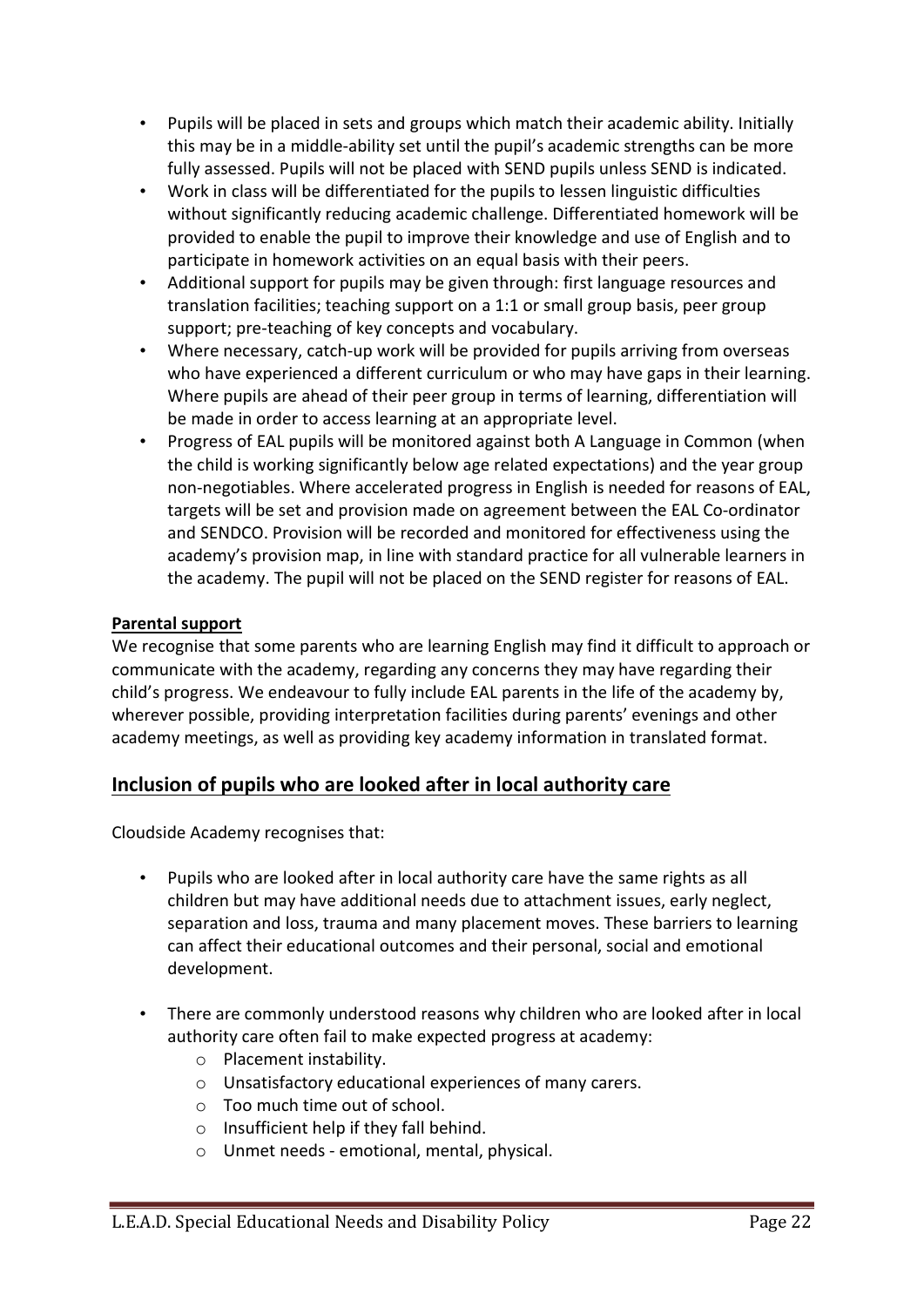- Pupils will be placed in sets and groups which match their academic ability. Initially this may be in a middle-ability set until the pupil's academic strengths can be more fully assessed. Pupils will not be placed with SEND pupils unless SEND is indicated.
- Work in class will be differentiated for the pupils to lessen linguistic difficulties without significantly reducing academic challenge. Differentiated homework will be provided to enable the pupil to improve their knowledge and use of English and to participate in homework activities on an equal basis with their peers.
- Additional support for pupils may be given through: first language resources and translation facilities; teaching support on a 1:1 or small group basis, peer group support; pre-teaching of key concepts and vocabulary.
- Where necessary, catch-up work will be provided for pupils arriving from overseas who have experienced a different curriculum or who may have gaps in their learning. Where pupils are ahead of their peer group in terms of learning, differentiation will be made in order to access learning at an appropriate level.
- Progress of EAL pupils will be monitored against both A Language in Common (when the child is working significantly below age related expectations) and the year group non-negotiables. Where accelerated progress in English is needed for reasons of EAL, targets will be set and provision made on agreement between the EAL Co-ordinator and SENDCO. Provision will be recorded and monitored for effectiveness using the academy's provision map, in line with standard practice for all vulnerable learners in the academy. The pupil will not be placed on the SEND register for reasons of EAL.

**Parental support**

We recognise that some parents who are learning English may find it difficult to approach or communicate with the academy, regarding any concerns they may have regarding their child's progress. We endeavour to fully include EAL parents in the life of the academy by, wherever possible, providing interpretation facilities during parents' evenings and other academy meetings, as well as providing key academy information in translated format.

## Inclusion of pupils who are looked after in local authority care

Cloudside Academy recognises that:

- Pupils who are looked after in local authority care have the same rights as all children but may have additional needs due to attachment issues, early neglect, separation and loss, trauma and many placement moves. These barriers to learning can affect their educational outcomes and their personal, social and emotional development.
- There are commonly understood reasons why children who are looked after in local authority care often fail to make expected progress at academy:
  - Placement instability.
  - Unsatisfactory educational experiences of many carers.
  - Too much time out of school.
  - Insufficient help if they fall behind.
  - Unmet needs - emotional, mental, physical.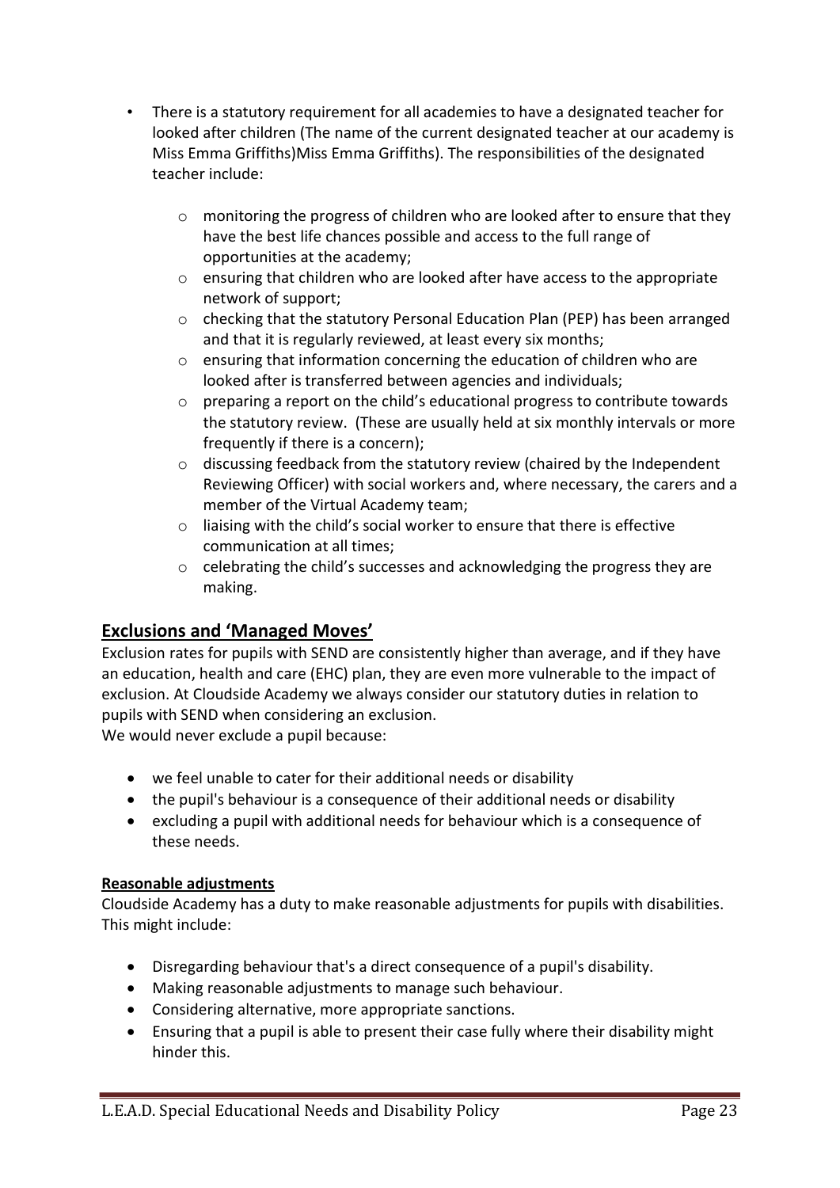- There is a statutory requirement for all academies to have a designated teacher for looked after children (The name of the current designated teacher at our academy is Miss Emma Griffiths)Miss Emma Griffiths). The responsibilities of the designated teacher include:
    - monitoring the progress of children who are looked after to ensure that they have the best life chances possible and access to the full range of opportunities at the academy;
    - ensuring that children who are looked after have access to the appropriate network of support;
    - checking that the statutory Personal Education Plan (PEP) has been arranged and that it is regularly reviewed, at least every six months;
    - ensuring that information concerning the education of children who are looked after is transferred between agencies and individuals;
    - preparing a report on the child's educational progress to contribute towards the statutory review. (These are usually held at six monthly intervals or more frequently if there is a concern);
    - discussing feedback from the statutory review (chaired by the Independent Reviewing Officer) with social workers and, where necessary, the carers and a member of the Virtual Academy team;
    - liaising with the child's social worker to ensure that there is effective communication at all times;
    - celebrating the child's successes and acknowledging the progress they are making.

## Exclusions and 'Managed Moves'

Exclusion rates for pupils with SEND are consistently higher than average, and if they have an education, health and care (EHC) plan, they are even more vulnerable to the impact of exclusion. At Cloudside Academy we always consider our statutory duties in relation to pupils with SEND when considering an exclusion.
We would never exclude a pupil because:

- we feel unable to cater for their additional needs or disability
- the pupil's behaviour is a consequence of their additional needs or disability
- excluding a pupil with additional needs for behaviour which is a consequence of these needs.

### Reasonable adjustments

Cloudside Academy has a duty to make reasonable adjustments for pupils with disabilities. This might include:

- Disregarding behaviour that's a direct consequence of a pupil's disability.
- Making reasonable adjustments to manage such behaviour.
- Considering alternative, more appropriate sanctions.
- Ensuring that a pupil is able to present their case fully where their disability might hinder this.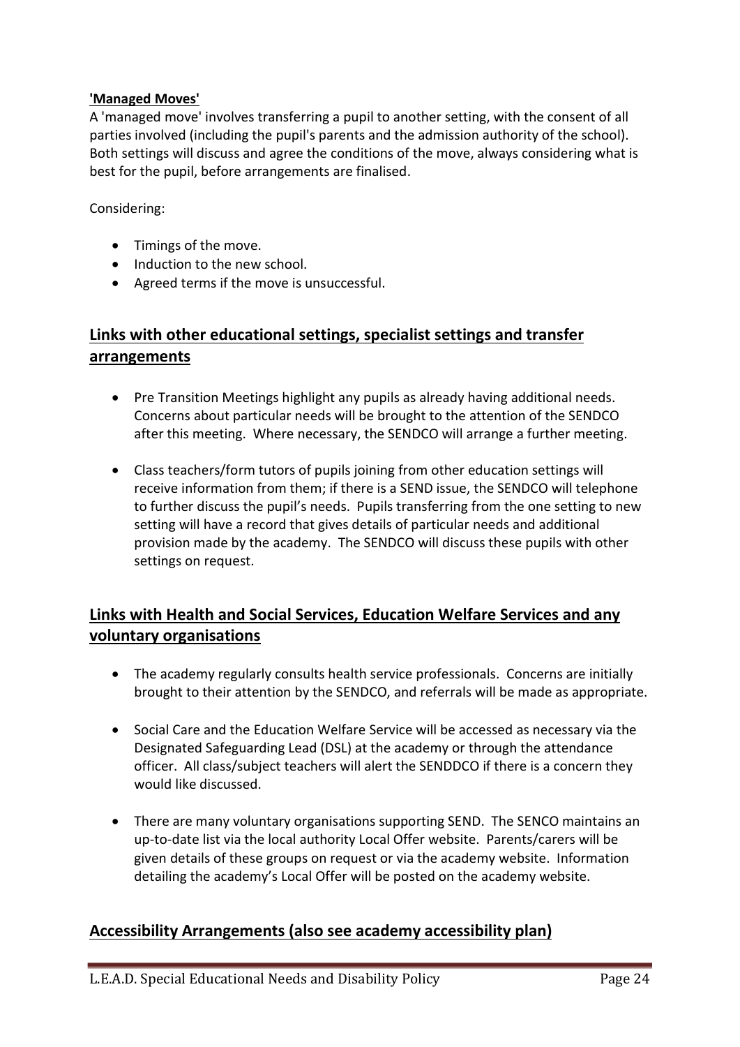**'Managed Moves'**

A 'managed move' involves transferring a pupil to another setting, with the consent of all parties involved (including the pupil's parents and the admission authority of the school). Both settings will discuss and agree the conditions of the move, always considering what is best for the pupil, before arrangements are finalised.

Considering:

- Timings of the move.
- Induction to the new school.
- Agreed terms if the move is unsuccessful.

## Links with other educational settings, specialist settings and transfer arrangements

- Pre Transition Meetings highlight any pupils as already having additional needs. Concerns about particular needs will be brought to the attention of the SENDCO after this meeting. Where necessary, the SENDCO will arrange a further meeting.

- Class teachers/form tutors of pupils joining from other education settings will receive information from them; if there is a SEND issue, the SENDCO will telephone to further discuss the pupil's needs. Pupils transferring from the one setting to new setting will have a record that gives details of particular needs and additional provision made by the academy. The SENDCO will discuss these pupils with other settings on request.

## Links with Health and Social Services, Education Welfare Services and any voluntary organisations

- The academy regularly consults health service professionals. Concerns are initially brought to their attention by the SENDCO, and referrals will be made as appropriate.

- Social Care and the Education Welfare Service will be accessed as necessary via the Designated Safeguarding Lead (DSL) at the academy or through the attendance officer. All class/subject teachers will alert the SENDDCO if there is a concern they would like discussed.

- There are many voluntary organisations supporting SEND. The SENCO maintains an up-to-date list via the local authority Local Offer website. Parents/carers will be given details of these groups on request or via the academy website. Information detailing the academy's Local Offer will be posted on the academy website.

## Accessibility Arrangements (also see academy accessibility plan)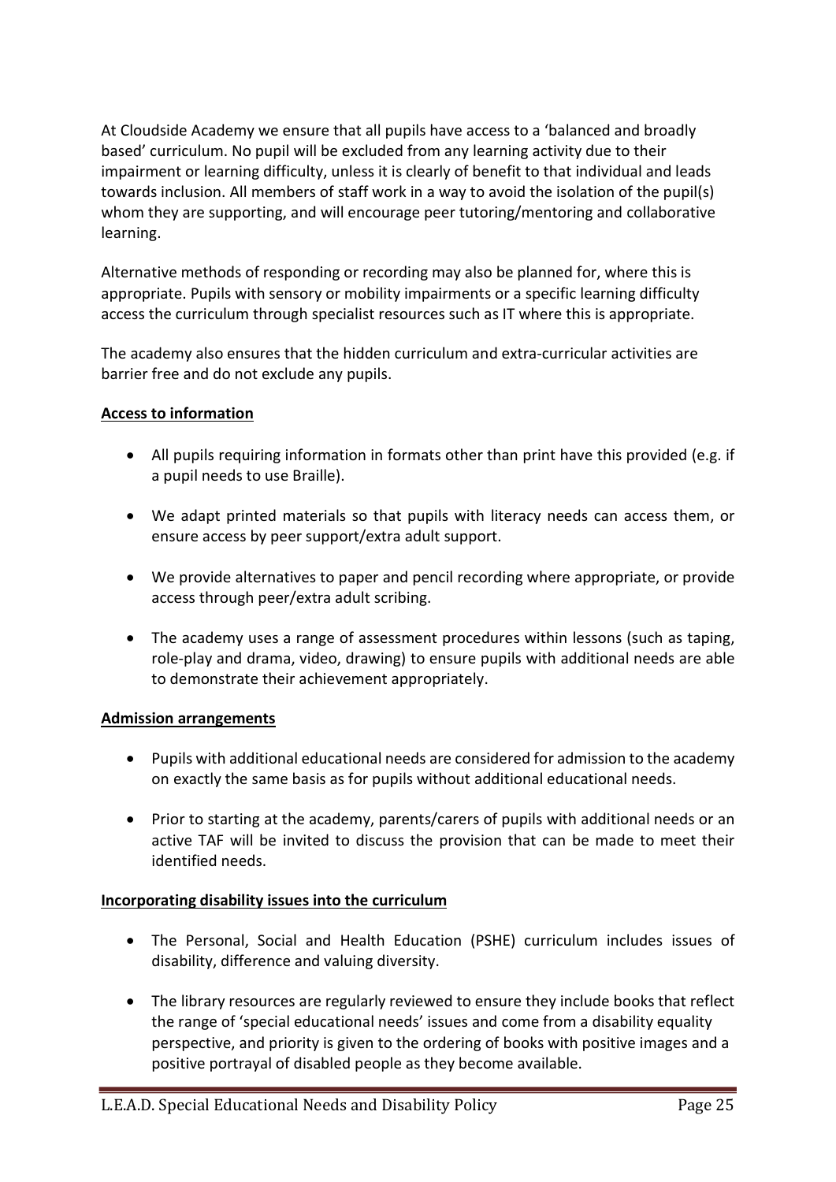At Cloudside Academy we ensure that all pupils have access to a 'balanced and broadly based' curriculum. No pupil will be excluded from any learning activity due to their impairment or learning difficulty, unless it is clearly of benefit to that individual and leads towards inclusion. All members of staff work in a way to avoid the isolation of the pupil(s) whom they are supporting, and will encourage peer tutoring/mentoring and collaborative learning.

Alternative methods of responding or recording may also be planned for, where this is appropriate. Pupils with sensory or mobility impairments or a specific learning difficulty access the curriculum through specialist resources such as IT where this is appropriate.

The academy also ensures that the hidden curriculum and extra-curricular activities are barrier free and do not exclude any pupils.

**Access to information**

- All pupils requiring information in formats other than print have this provided (e.g. if a pupil needs to use Braille).
- We adapt printed materials so that pupils with literacy needs can access them, or ensure access by peer support/extra adult support.
- We provide alternatives to paper and pencil recording where appropriate, or provide access through peer/extra adult scribing.
- The academy uses a range of assessment procedures within lessons (such as taping, role-play and drama, video, drawing) to ensure pupils with additional needs are able to demonstrate their achievement appropriately.

**Admission arrangements**

- Pupils with additional educational needs are considered for admission to the academy on exactly the same basis as for pupils without additional educational needs.
- Prior to starting at the academy, parents/carers of pupils with additional needs or an active TAF will be invited to discuss the provision that can be made to meet their identified needs.

**Incorporating disability issues into the curriculum**

- The Personal, Social and Health Education (PSHE) curriculum includes issues of disability, difference and valuing diversity.
- The library resources are regularly reviewed to ensure they include books that reflect the range of 'special educational needs' issues and come from a disability equality perspective, and priority is given to the ordering of books with positive images and a positive portrayal of disabled people as they become available.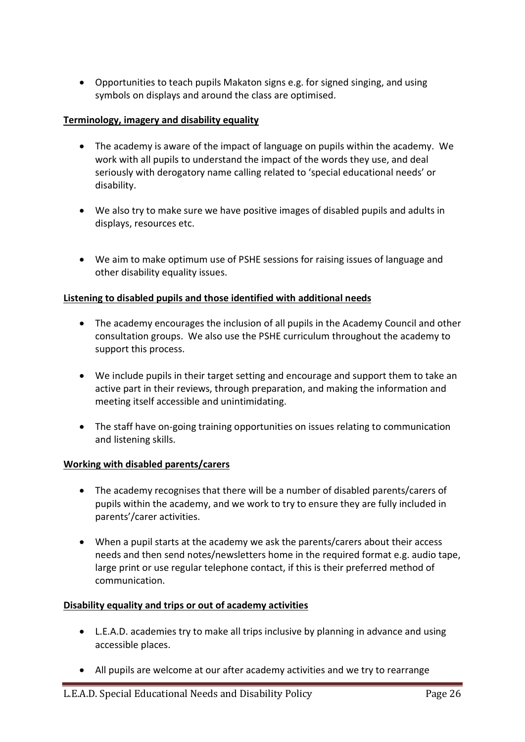- Opportunities to teach pupils Makaton signs e.g. for signed singing, and using symbols on displays and around the class are optimised.

**Terminology, imagery and disability equality**

- The academy is aware of the impact of language on pupils within the academy. We work with all pupils to understand the impact of the words they use, and deal seriously with derogatory name calling related to 'special educational needs' or disability.

- We also try to make sure we have positive images of disabled pupils and adults in displays, resources etc.

- We aim to make optimum use of PSHE sessions for raising issues of language and other disability equality issues.

**Listening to disabled pupils and those identified with additional needs**

- The academy encourages the inclusion of all pupils in the Academy Council and other consultation groups. We also use the PSHE curriculum throughout the academy to support this process.

- We include pupils in their target setting and encourage and support them to take an active part in their reviews, through preparation, and making the information and meeting itself accessible and unintimidating.

- The staff have on-going training opportunities on issues relating to communication and listening skills.

**Working with disabled parents/carers**

- The academy recognises that there will be a number of disabled parents/carers of pupils within the academy, and we work to try to ensure they are fully included in parents'/carer activities.

- When a pupil starts at the academy we ask the parents/carers about their access needs and then send notes/newsletters home in the required format e.g. audio tape, large print or use regular telephone contact, if this is their preferred method of communication.

**Disability equality and trips or out of academy activities**

- L.E.A.D. academies try to make all trips inclusive by planning in advance and using accessible places.

- All pupils are welcome at our after academy activities and we try to rearrange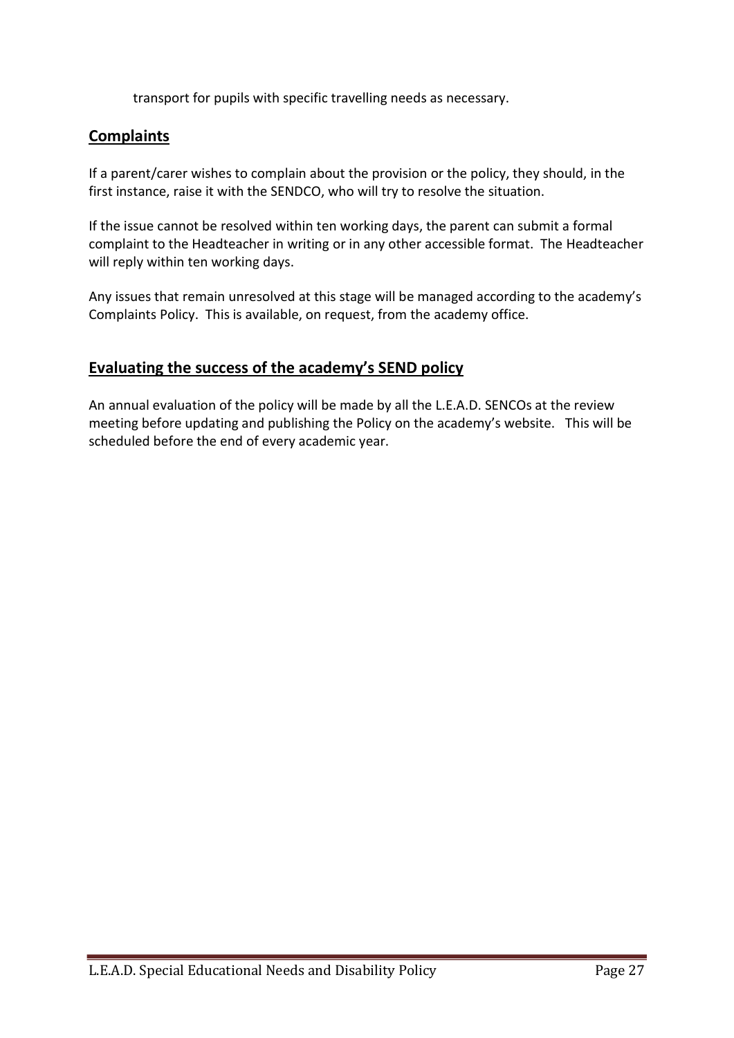transport for pupils with specific travelling needs as necessary.

## Complaints

If a parent/carer wishes to complain about the provision or the policy, they should, in the first instance, raise it with the SENDCO, who will try to resolve the situation.

If the issue cannot be resolved within ten working days, the parent can submit a formal complaint to the Headteacher in writing or in any other accessible format. The Headteacher will reply within ten working days.

Any issues that remain unresolved at this stage will be managed according to the academy's Complaints Policy. This is available, on request, from the academy office.

## Evaluating the success of the academy's SEND policy

An annual evaluation of the policy will be made by all the L.E.A.D. SENCOs at the review meeting before updating and publishing the Policy on the academy's website. This will be scheduled before the end of every academic year.